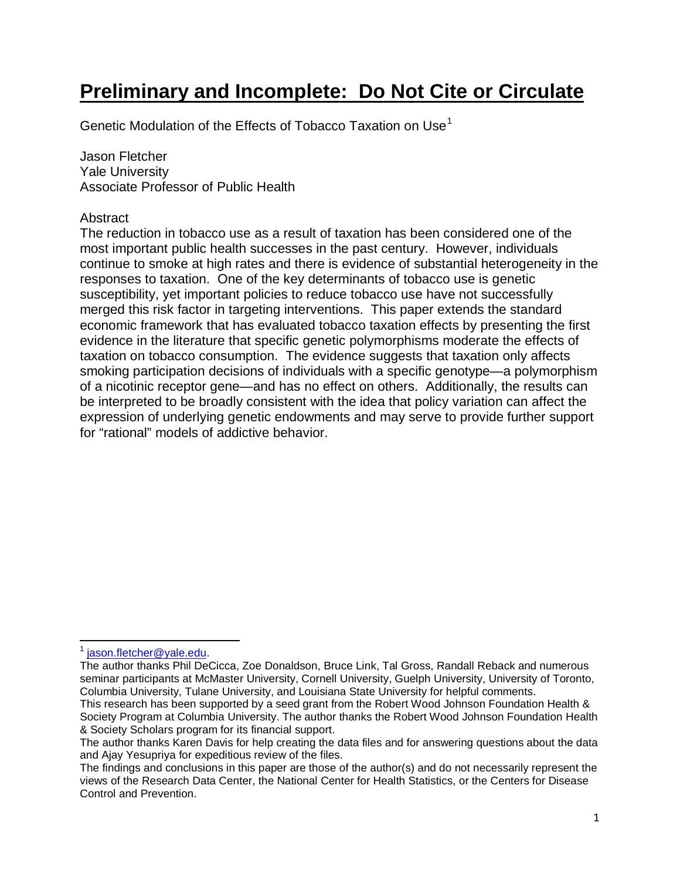# **Preliminary and Incomplete: Do Not Cite or Circulate**

Genetic Modulation of the Effects of Tobacco Taxation on Use[1]

Jason Fletcher
Yale University
Associate Professor of Public Health

Abstract

The reduction in tobacco use as a result of taxation has been considered one of the most important public health successes in the past century. However, individuals continue to smoke at high rates and there is evidence of substantial heterogeneity in the responses to taxation. One of the key determinants of tobacco use is genetic susceptibility, yet important policies to reduce tobacco use have not successfully merged this risk factor in targeting interventions. This paper extends the standard economic framework that has evaluated tobacco taxation effects by presenting the first evidence in the literature that specific genetic polymorphisms moderate the effects of taxation on tobacco consumption. The evidence suggests that taxation only affects smoking participation decisions of individuals with a specific genotype—a polymorphism of a nicotinic receptor gene—and has no effect on others. Additionally, the results can be interpreted to be broadly consistent with the idea that policy variation can affect the expression of underlying genetic endowments and may serve to provide further support for "rational" models of addictive behavior.

---

[1] jason.fletcher@yale.edu.

The author thanks Phil DeCicca, Zoe Donaldson, Bruce Link, Tal Gross, Randall Reback and numerous seminar participants at McMaster University, Cornell University, Guelph University, University of Toronto, Columbia University, Tulane University, and Louisiana State University for helpful comments.

This research has been supported by a seed grant from the Robert Wood Johnson Foundation Health & Society Program at Columbia University. The author thanks the Robert Wood Johnson Foundation Health & Society Scholars program for its financial support.

The author thanks Karen Davis for help creating the data files and for answering questions about the data and Ajay Yesupriya for expeditious review of the files.

The findings and conclusions in this paper are those of the author(s) and do not necessarily represent the views of the Research Data Center, the National Center for Health Statistics, or the Centers for Disease Control and Prevention.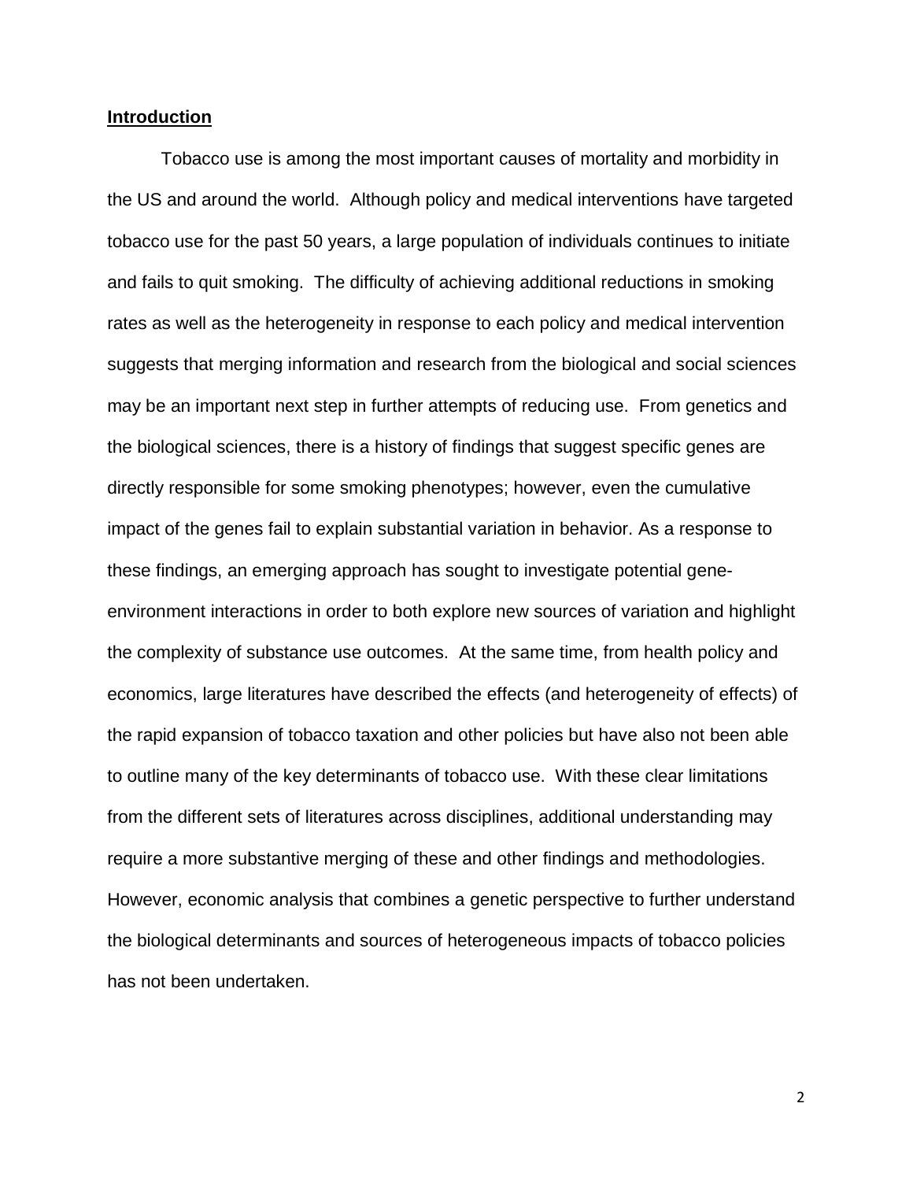## Introduction

Tobacco use is among the most important causes of mortality and morbidity in the US and around the world. Although policy and medical interventions have targeted tobacco use for the past 50 years, a large population of individuals continues to initiate and fails to quit smoking. The difficulty of achieving additional reductions in smoking rates as well as the heterogeneity in response to each policy and medical intervention suggests that merging information and research from the biological and social sciences may be an important next step in further attempts of reducing use. From genetics and the biological sciences, there is a history of findings that suggest specific genes are directly responsible for some smoking phenotypes; however, even the cumulative impact of the genes fail to explain substantial variation in behavior. As a response to these findings, an emerging approach has sought to investigate potential gene-environment interactions in order to both explore new sources of variation and highlight the complexity of substance use outcomes. At the same time, from health policy and economics, large literatures have described the effects (and heterogeneity of effects) of the rapid expansion of tobacco taxation and other policies but have also not been able to outline many of the key determinants of tobacco use. With these clear limitations from the different sets of literatures across disciplines, additional understanding may require a more substantive merging of these and other findings and methodologies. However, economic analysis that combines a genetic perspective to further understand the biological determinants and sources of heterogeneous impacts of tobacco policies has not been undertaken.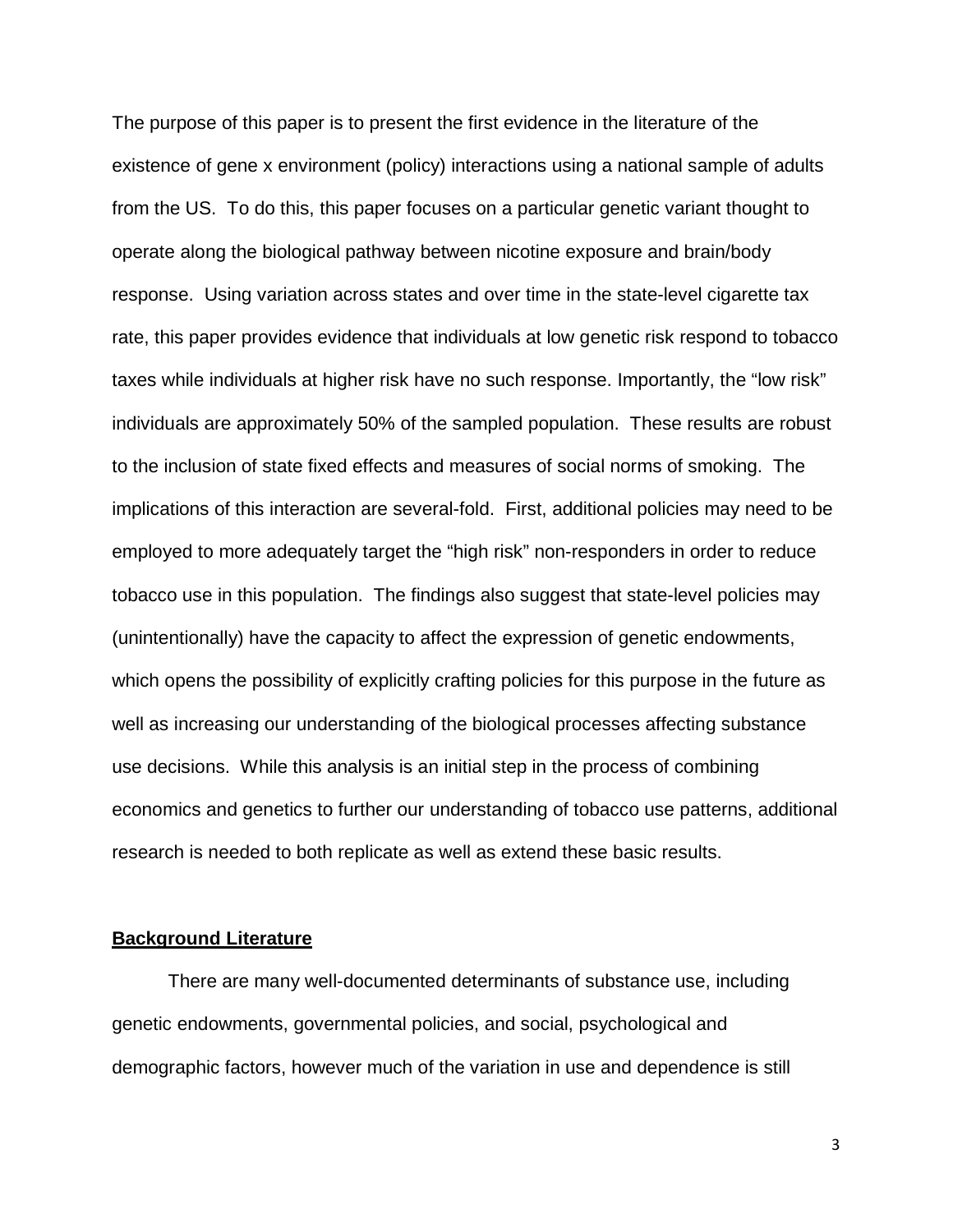The purpose of this paper is to present the first evidence in the literature of the existence of gene x environment (policy) interactions using a national sample of adults from the US. To do this, this paper focuses on a particular genetic variant thought to operate along the biological pathway between nicotine exposure and brain/body response. Using variation across states and over time in the state-level cigarette tax rate, this paper provides evidence that individuals at low genetic risk respond to tobacco taxes while individuals at higher risk have no such response. Importantly, the "low risk" individuals are approximately 50% of the sampled population. These results are robust to the inclusion of state fixed effects and measures of social norms of smoking. The implications of this interaction are several-fold. First, additional policies may need to be employed to more adequately target the "high risk" non-responders in order to reduce tobacco use in this population. The findings also suggest that state-level policies may (unintentionally) have the capacity to affect the expression of genetic endowments, which opens the possibility of explicitly crafting policies for this purpose in the future as well as increasing our understanding of the biological processes affecting substance use decisions. While this analysis is an initial step in the process of combining economics and genetics to further our understanding of tobacco use patterns, additional research is needed to both replicate as well as extend these basic results.

## Background Literature

There are many well-documented determinants of substance use, including genetic endowments, governmental policies, and social, psychological and demographic factors, however much of the variation in use and dependence is still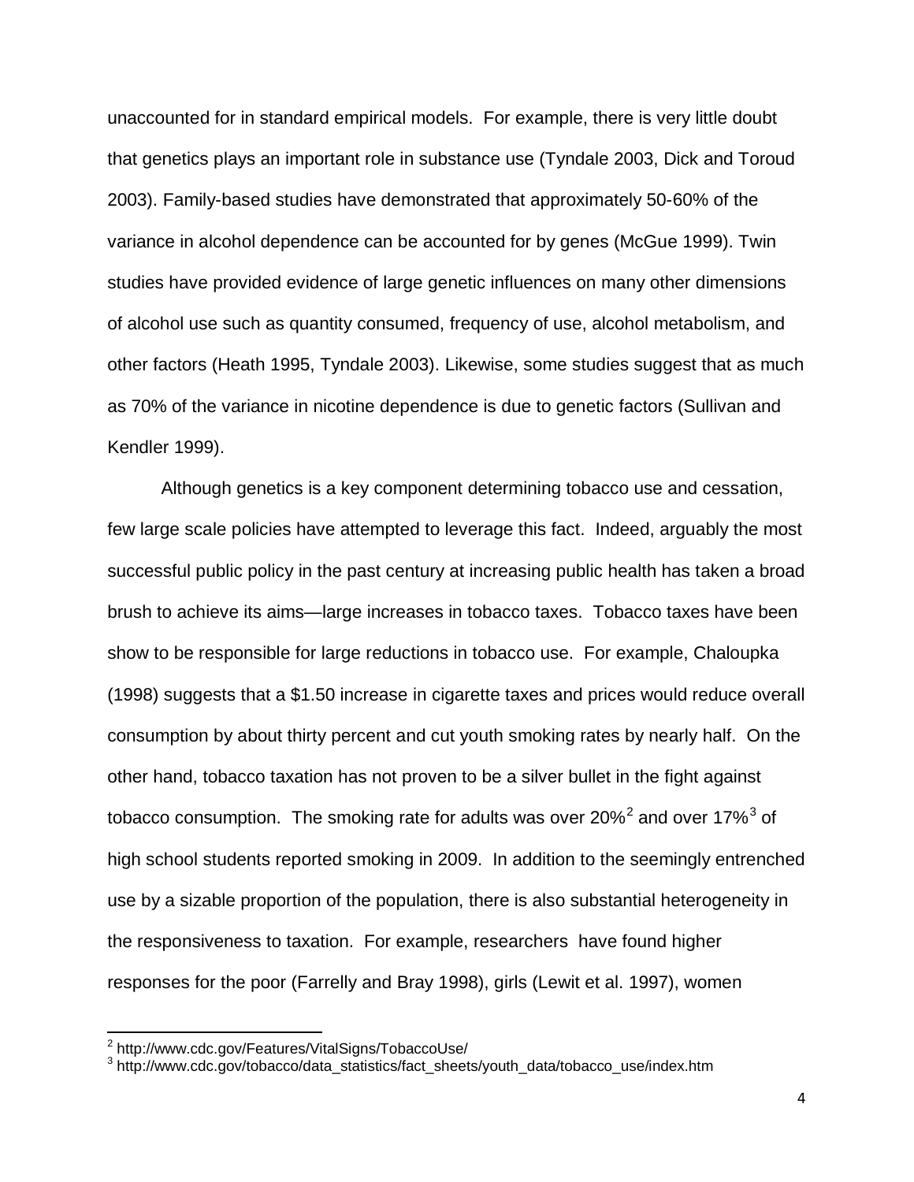unaccounted for in standard empirical models. For example, there is very little doubt that genetics plays an important role in substance use (Tyndale 2003, Dick and Toroud 2003). Family-based studies have demonstrated that approximately 50-60% of the variance in alcohol dependence can be accounted for by genes (McGue 1999). Twin studies have provided evidence of large genetic influences on many other dimensions of alcohol use such as quantity consumed, frequency of use, alcohol metabolism, and other factors (Heath 1995, Tyndale 2003). Likewise, some studies suggest that as much as 70% of the variance in nicotine dependence is due to genetic factors (Sullivan and Kendler 1999).

Although genetics is a key component determining tobacco use and cessation, few large scale policies have attempted to leverage this fact. Indeed, arguably the most successful public policy in the past century at increasing public health has taken a broad brush to achieve its aims—large increases in tobacco taxes. Tobacco taxes have been show to be responsible for large reductions in tobacco use. For example, Chaloupka (1998) suggests that a $1.50 increase in cigarette taxes and prices would reduce overall consumption by about thirty percent and cut youth smoking rates by nearly half. On the other hand, tobacco taxation has not proven to be a silver bullet in the fight against tobacco consumption. The smoking rate for adults was over 20%[2] and over 17%[3] of high school students reported smoking in 2009. In addition to the seemingly entrenched use by a sizable proportion of the population, there is also substantial heterogeneity in the responsiveness to taxation. For example, researchers have found higher responses for the poor (Farrelly and Bray 1998), girls (Lewit et al. 1997), women

[2] http://www.cdc.gov/Features/VitalSigns/TobaccoUse/

[3] http://www.cdc.gov/tobacco/data_statistics/fact_sheets/youth_data/tobacco_use/index.htm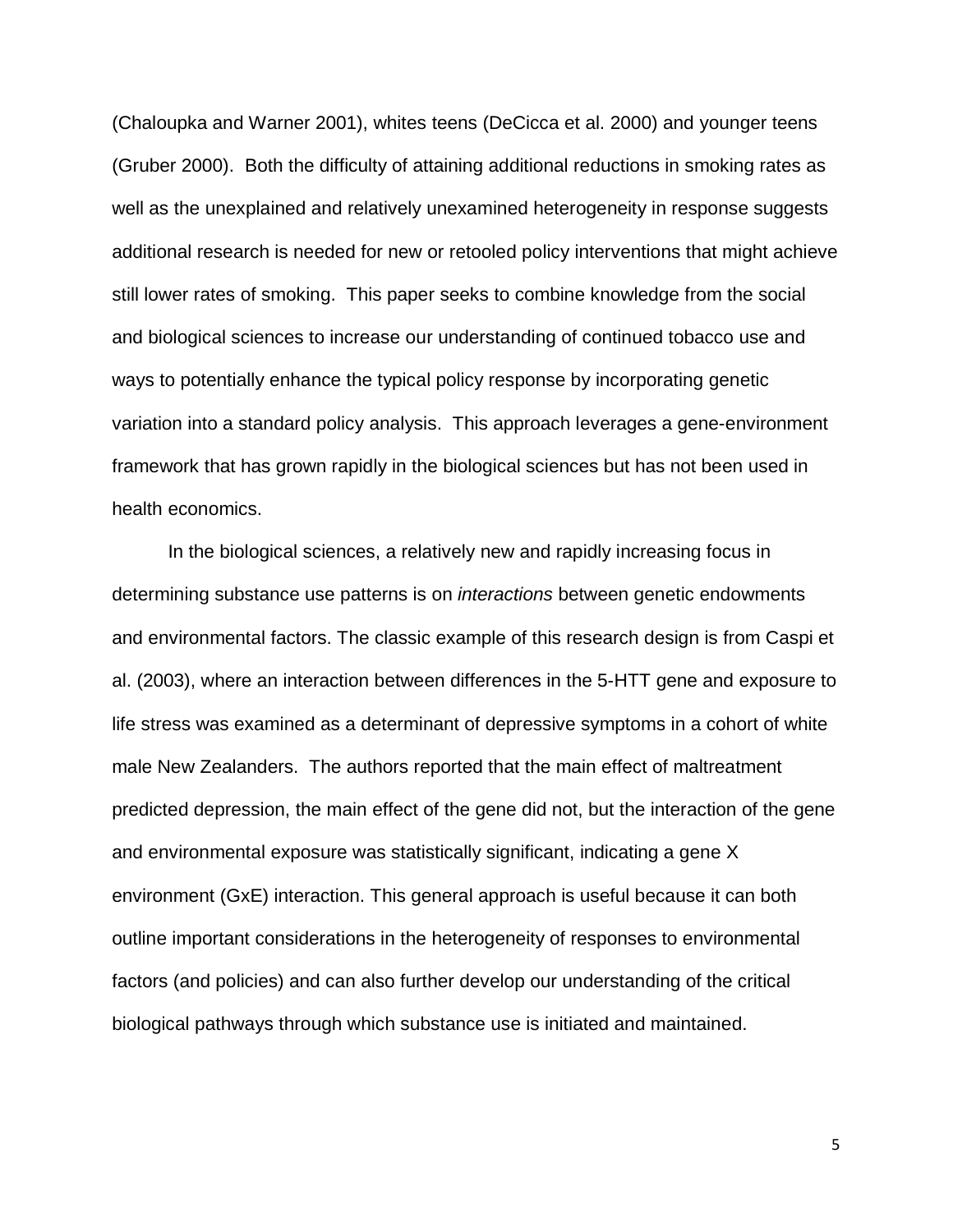(Chaloupka and Warner 2001), whites teens (DeCicca et al. 2000) and younger teens (Gruber 2000). Both the difficulty of attaining additional reductions in smoking rates as well as the unexplained and relatively unexamined heterogeneity in response suggests additional research is needed for new or retooled policy interventions that might achieve still lower rates of smoking. This paper seeks to combine knowledge from the social and biological sciences to increase our understanding of continued tobacco use and ways to potentially enhance the typical policy response by incorporating genetic variation into a standard policy analysis. This approach leverages a gene-environment framework that has grown rapidly in the biological sciences but has not been used in health economics.

In the biological sciences, a relatively new and rapidly increasing focus in determining substance use patterns is on *interactions* between genetic endowments and environmental factors. The classic example of this research design is from Caspi et al. (2003), where an interaction between differences in the 5-HTT gene and exposure to life stress was examined as a determinant of depressive symptoms in a cohort of white male New Zealanders. The authors reported that the main effect of maltreatment predicted depression, the main effect of the gene did not, but the interaction of the gene and environmental exposure was statistically significant, indicating a gene X environment (GxE) interaction. This general approach is useful because it can both outline important considerations in the heterogeneity of responses to environmental factors (and policies) and can also further develop our understanding of the critical biological pathways through which substance use is initiated and maintained.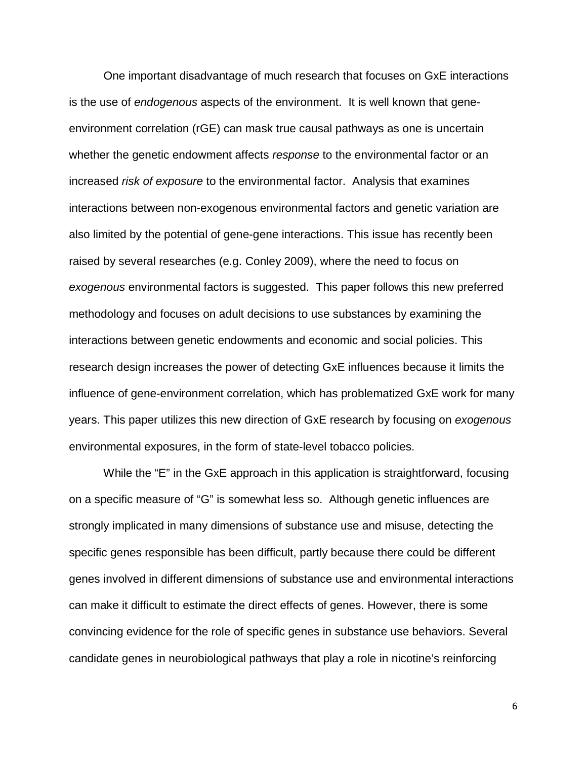One important disadvantage of much research that focuses on GxE interactions is the use of *endogenous* aspects of the environment. It is well known that gene-environment correlation (rGE) can mask true causal pathways as one is uncertain whether the genetic endowment affects *response* to the environmental factor or an increased *risk of exposure* to the environmental factor. Analysis that examines interactions between non-exogenous environmental factors and genetic variation are also limited by the potential of gene-gene interactions. This issue has recently been raised by several researches (e.g. Conley 2009), where the need to focus on *exogenous* environmental factors is suggested. This paper follows this new preferred methodology and focuses on adult decisions to use substances by examining the interactions between genetic endowments and economic and social policies. This research design increases the power of detecting GxE influences because it limits the influence of gene-environment correlation, which has problematized GxE work for many years. This paper utilizes this new direction of GxE research by focusing on *exogenous* environmental exposures, in the form of state-level tobacco policies.

While the "E" in the GxE approach in this application is straightforward, focusing on a specific measure of "G" is somewhat less so. Although genetic influences are strongly implicated in many dimensions of substance use and misuse, detecting the specific genes responsible has been difficult, partly because there could be different genes involved in different dimensions of substance use and environmental interactions can make it difficult to estimate the direct effects of genes. However, there is some convincing evidence for the role of specific genes in substance use behaviors. Several candidate genes in neurobiological pathways that play a role in nicotine's reinforcing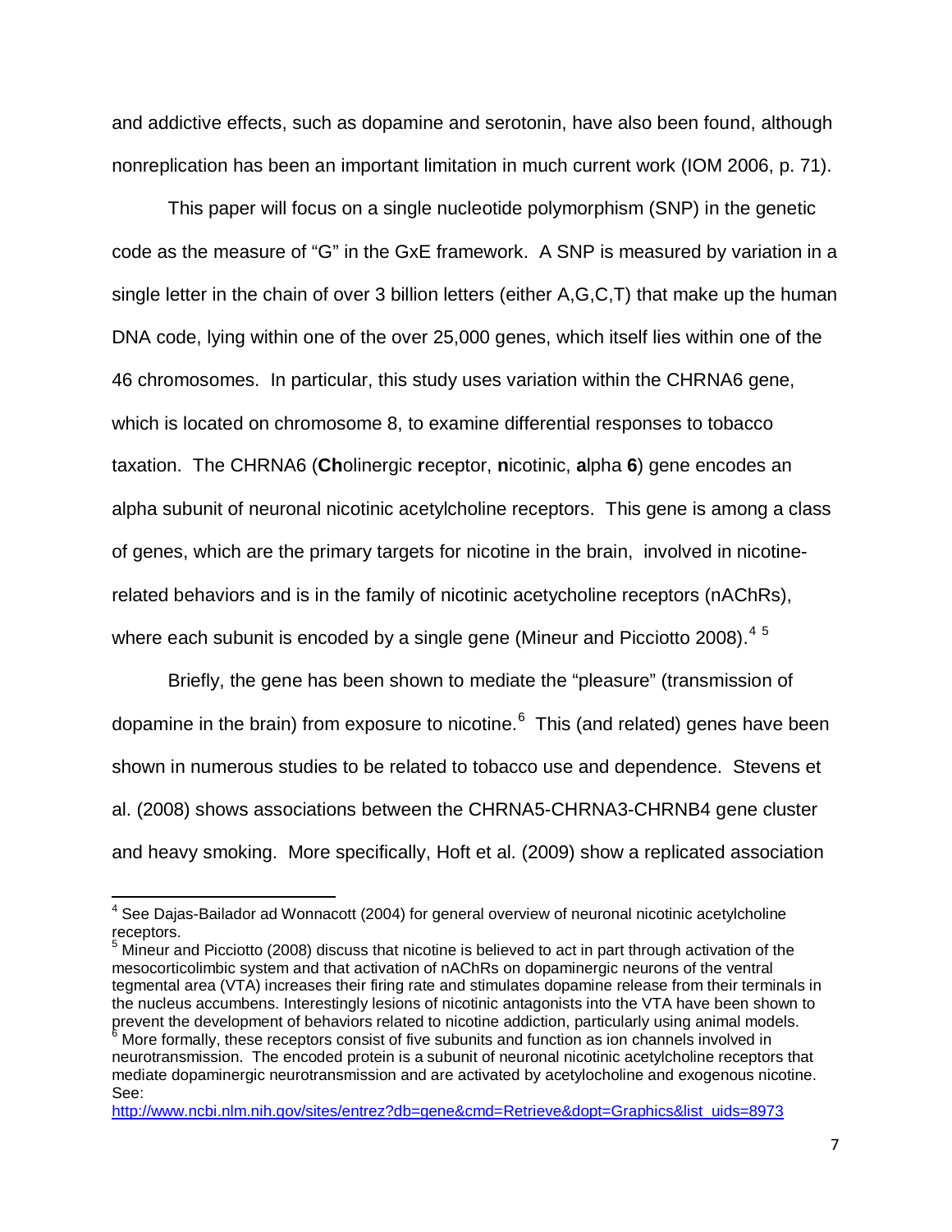and addictive effects, such as dopamine and serotonin, have also been found, although nonreplication has been an important limitation in much current work (IOM 2006, p. 71).

This paper will focus on a single nucleotide polymorphism (SNP) in the genetic code as the measure of "G" in the GxE framework. A SNP is measured by variation in a single letter in the chain of over 3 billion letters (either A,G,C,T) that make up the human DNA code, lying within one of the over 25,000 genes, which itself lies within one of the 46 chromosomes. In particular, this study uses variation within the CHRNA6 gene, which is located on chromosome 8, to examine differential responses to tobacco taxation. The CHRNA6 (**Ch**olinergic **r**eceptor, **n**icotinic, **a**lpha **6**) gene encodes an alpha subunit of neuronal nicotinic acetylcholine receptors. This gene is among a class of genes, which are the primary targets for nicotine in the brain, involved in nicotine-related behaviors and is in the family of nicotinic acetycholine receptors (nAChRs), where each subunit is encoded by a single gene (Mineur and Picciotto 2008).[4] [5]

Briefly, the gene has been shown to mediate the "pleasure" (transmission of dopamine in the brain) from exposure to nicotine.[6] This (and related) genes have been shown in numerous studies to be related to tobacco use and dependence. Stevens et al. (2008) shows associations between the CHRNA5-CHRNA3-CHRNB4 gene cluster and heavy smoking. More specifically, Hoft et al. (2009) show a replicated association

---

[4] See Dajas-Bailador ad Wonnacott (2004) for general overview of neuronal nicotinic acetylcholine receptors.

[5] Mineur and Picciotto (2008) discuss that nicotine is believed to act in part through activation of the mesocorticolimbic system and that activation of nAChRs on dopaminergic neurons of the ventral tegmental area (VTA) increases their firing rate and stimulates dopamine release from their terminals in the nucleus accumbens. Interestingly lesions of nicotinic antagonists into the VTA have been shown to prevent the development of behaviors related to nicotine addiction, particularly using animal models.

[6] More formally, these receptors consist of five subunits and function as ion channels involved in neurotransmission. The encoded protein is a subunit of neuronal nicotinic acetylcholine receptors that mediate dopaminergic neurotransmission and are activated by acetylocholine and exogenous nicotine. See: http://www.ncbi.nlm.nih.gov/sites/entrez?db=gene&cmd=Retrieve&dopt=Graphics&list_uids=8973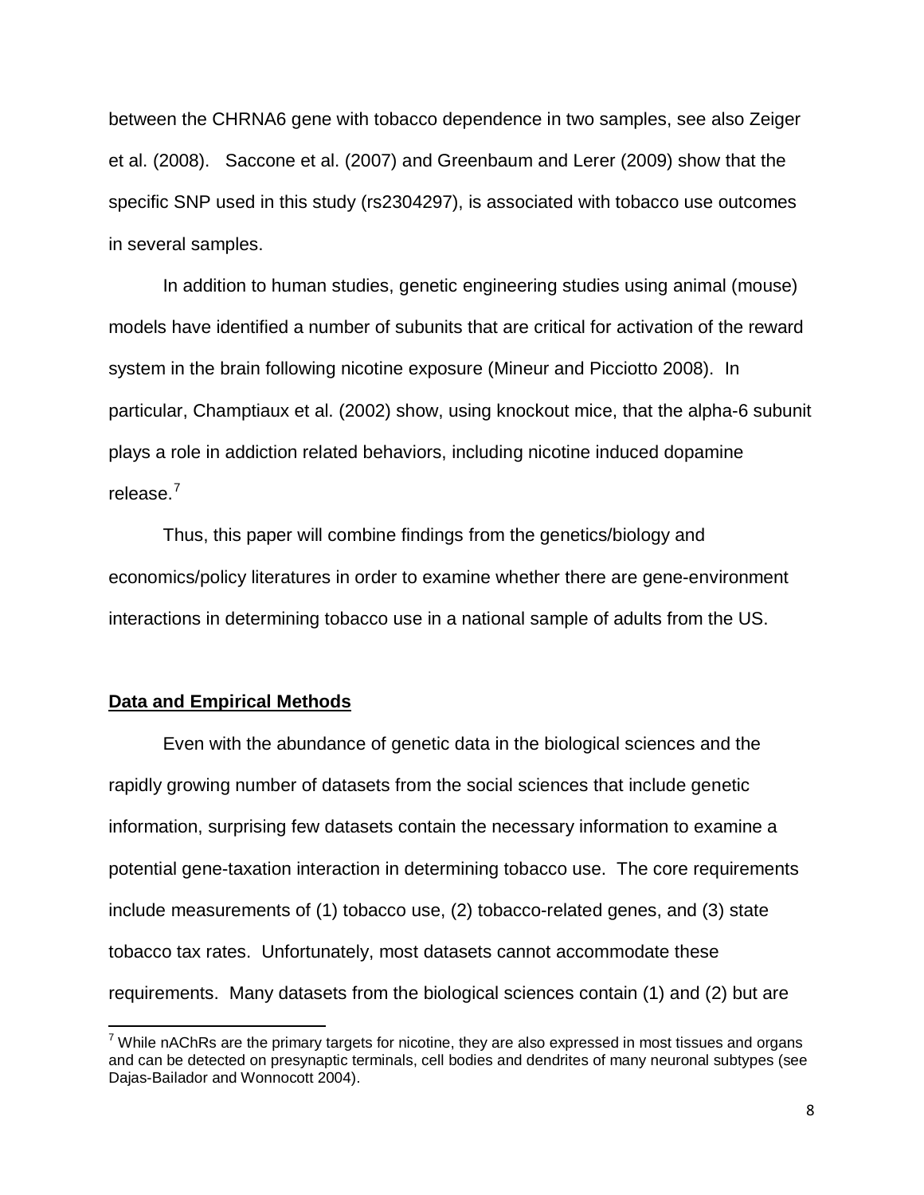between the CHRNA6 gene with tobacco dependence in two samples, see also Zeiger et al. (2008). Saccone et al. (2007) and Greenbaum and Lerer (2009) show that the specific SNP used in this study (rs2304297), is associated with tobacco use outcomes in several samples.

In addition to human studies, genetic engineering studies using animal (mouse) models have identified a number of subunits that are critical for activation of the reward system in the brain following nicotine exposure (Mineur and Picciotto 2008). In particular, Champtiaux et al. (2002) show, using knockout mice, that the alpha-6 subunit plays a role in addiction related behaviors, including nicotine induced dopamine release.[7]

Thus, this paper will combine findings from the genetics/biology and economics/policy literatures in order to examine whether there are gene-environment interactions in determining tobacco use in a national sample of adults from the US.

## Data and Empirical Methods

Even with the abundance of genetic data in the biological sciences and the rapidly growing number of datasets from the social sciences that include genetic information, surprising few datasets contain the necessary information to examine a potential gene-taxation interaction in determining tobacco use. The core requirements include measurements of (1) tobacco use, (2) tobacco-related genes, and (3) state tobacco tax rates. Unfortunately, most datasets cannot accommodate these requirements. Many datasets from the biological sciences contain (1) and (2) but are

[7] While nAChRs are the primary targets for nicotine, they are also expressed in most tissues and organs and can be detected on presynaptic terminals, cell bodies and dendrites of many neuronal subtypes (see Dajas-Bailador and Wonnocott 2004).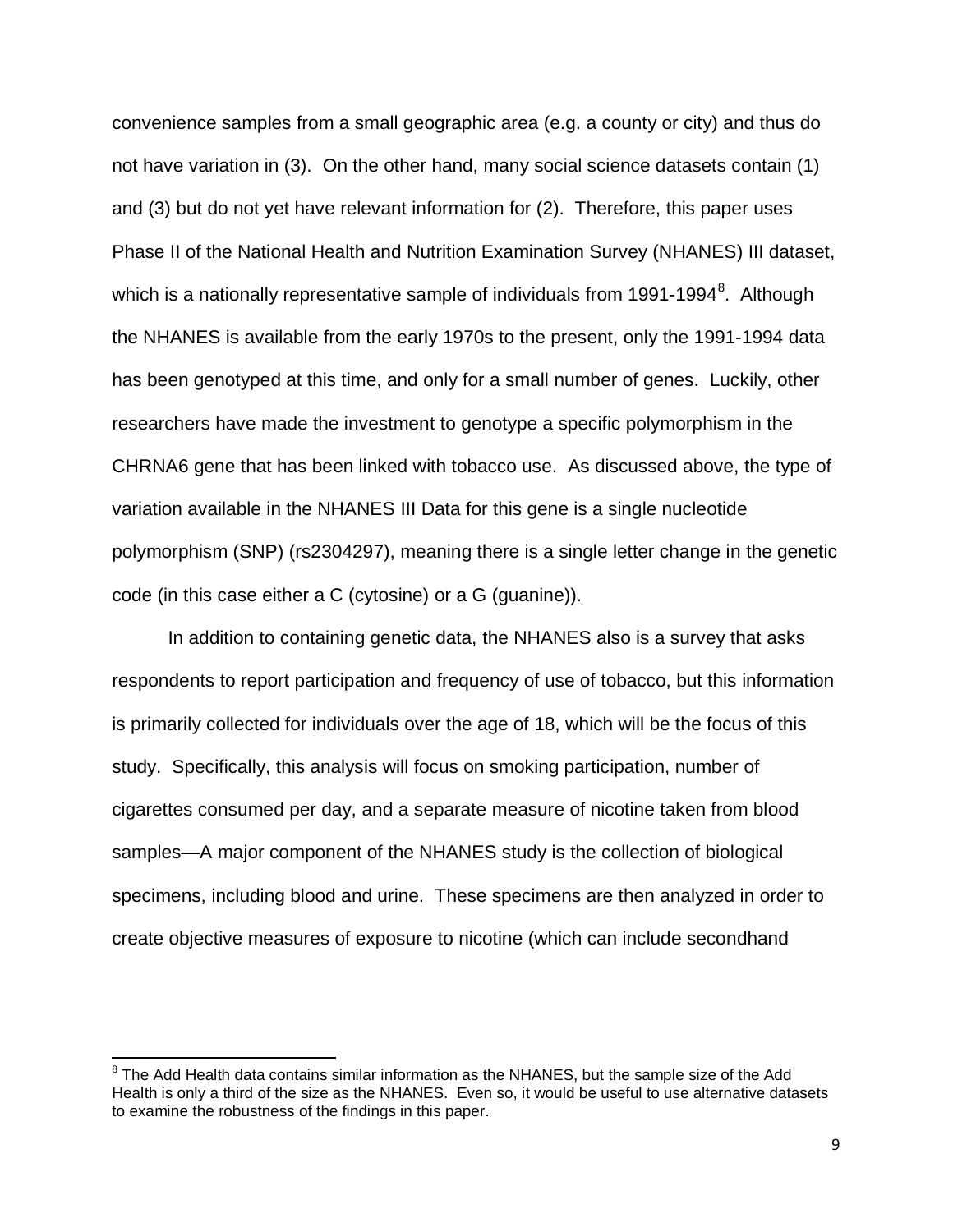convenience samples from a small geographic area (e.g. a county or city) and thus do not have variation in (3). On the other hand, many social science datasets contain (1) and (3) but do not yet have relevant information for (2). Therefore, this paper uses Phase II of the National Health and Nutrition Examination Survey (NHANES) III dataset, which is a nationally representative sample of individuals from 1991-1994[8]. Although the NHANES is available from the early 1970s to the present, only the 1991-1994 data has been genotyped at this time, and only for a small number of genes. Luckily, other researchers have made the investment to genotype a specific polymorphism in the CHRNA6 gene that has been linked with tobacco use. As discussed above, the type of variation available in the NHANES III Data for this gene is a single nucleotide polymorphism (SNP) (rs2304297), meaning there is a single letter change in the genetic code (in this case either a C (cytosine) or a G (guanine)).

In addition to containing genetic data, the NHANES also is a survey that asks respondents to report participation and frequency of use of tobacco, but this information is primarily collected for individuals over the age of 18, which will be the focus of this study. Specifically, this analysis will focus on smoking participation, number of cigarettes consumed per day, and a separate measure of nicotine taken from blood samples—A major component of the NHANES study is the collection of biological specimens, including blood and urine. These specimens are then analyzed in order to create objective measures of exposure to nicotine (which can include secondhand

[8] The Add Health data contains similar information as the NHANES, but the sample size of the Add Health is only a third of the size as the NHANES. Even so, it would be useful to use alternative datasets to examine the robustness of the findings in this paper.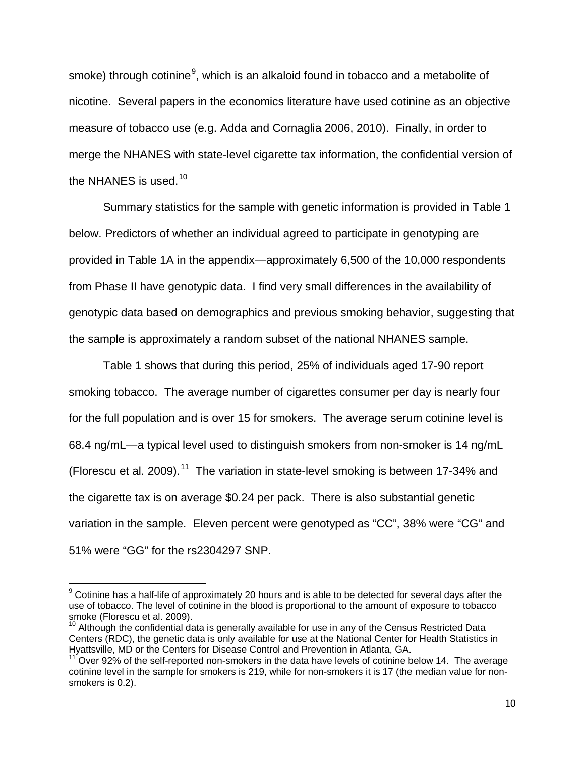smoke) through cotinine[9], which is an alkaloid found in tobacco and a metabolite of nicotine. Several papers in the economics literature have used cotinine as an objective measure of tobacco use (e.g. Adda and Cornaglia 2006, 2010). Finally, in order to merge the NHANES with state-level cigarette tax information, the confidential version of the NHANES is used.[10]

Summary statistics for the sample with genetic information is provided in Table 1 below. Predictors of whether an individual agreed to participate in genotyping are provided in Table 1A in the appendix—approximately 6,500 of the 10,000 respondents from Phase II have genotypic data. I find very small differences in the availability of genotypic data based on demographics and previous smoking behavior, suggesting that the sample is approximately a random subset of the national NHANES sample.

Table 1 shows that during this period, 25% of individuals aged 17-90 report smoking tobacco. The average number of cigarettes consumer per day is nearly four for the full population and is over 15 for smokers. The average serum cotinine level is 68.4 ng/mL—a typical level used to distinguish smokers from non-smoker is 14 ng/mL (Florescu et al. 2009).[11] The variation in state-level smoking is between 17-34% and the cigarette tax is on average $0.24 per pack. There is also substantial genetic variation in the sample. Eleven percent were genotyped as "CC", 38% were "CG" and 51% were "GG" for the rs2304297 SNP.

---

[9] Cotinine has a half-life of approximately 20 hours and is able to be detected for several days after the use of tobacco. The level of cotinine in the blood is proportional to the amount of exposure to tobacco smoke (Florescu et al. 2009).

[10] Although the confidential data is generally available for use in any of the Census Restricted Data Centers (RDC), the genetic data is only available for use at the National Center for Health Statistics in Hyattsville, MD or the Centers for Disease Control and Prevention in Atlanta, GA.

[11] Over 92% of the self-reported non-smokers in the data have levels of cotinine below 14. The average cotinine level in the sample for smokers is 219, while for non-smokers it is 17 (the median value for non-smokers is 0.2).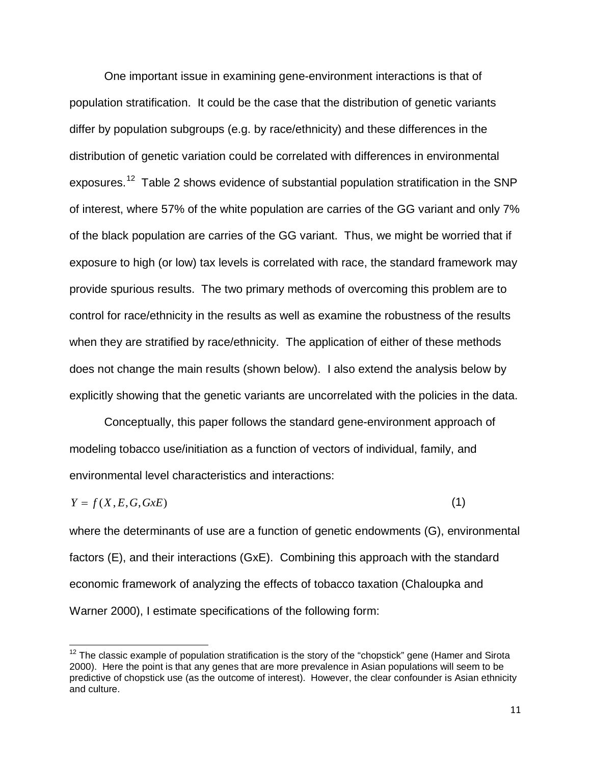One important issue in examining gene-environment interactions is that of population stratification. It could be the case that the distribution of genetic variants differ by population subgroups (e.g. by race/ethnicity) and these differences in the distribution of genetic variation could be correlated with differences in environmental exposures.[12] Table 2 shows evidence of substantial population stratification in the SNP of interest, where 57% of the white population are carries of the GG variant and only 7% of the black population are carries of the GG variant. Thus, we might be worried that if exposure to high (or low) tax levels is correlated with race, the standard framework may provide spurious results. The two primary methods of overcoming this problem are to control for race/ethnicity in the results as well as examine the robustness of the results when they are stratified by race/ethnicity. The application of either of these methods does not change the main results (shown below). I also extend the analysis below by explicitly showing that the genetic variants are uncorrelated with the policies in the data.

Conceptually, this paper follows the standard gene-environment approach of modeling tobacco use/initiation as a function of vectors of individual, family, and environmental level characteristics and interactions:

$$Y = f(X, E, G, GxE) \tag{1}$$

where the determinants of use are a function of genetic endowments (G), environmental factors (E), and their interactions (GxE). Combining this approach with the standard economic framework of analyzing the effects of tobacco taxation (Chaloupka and Warner 2000), I estimate specifications of the following form:

[12] The classic example of population stratification is the story of the "chopstick" gene (Hamer and Sirota 2000). Here the point is that any genes that are more prevalence in Asian populations will seem to be predictive of chopstick use (as the outcome of interest). However, the clear confounder is Asian ethnicity and culture.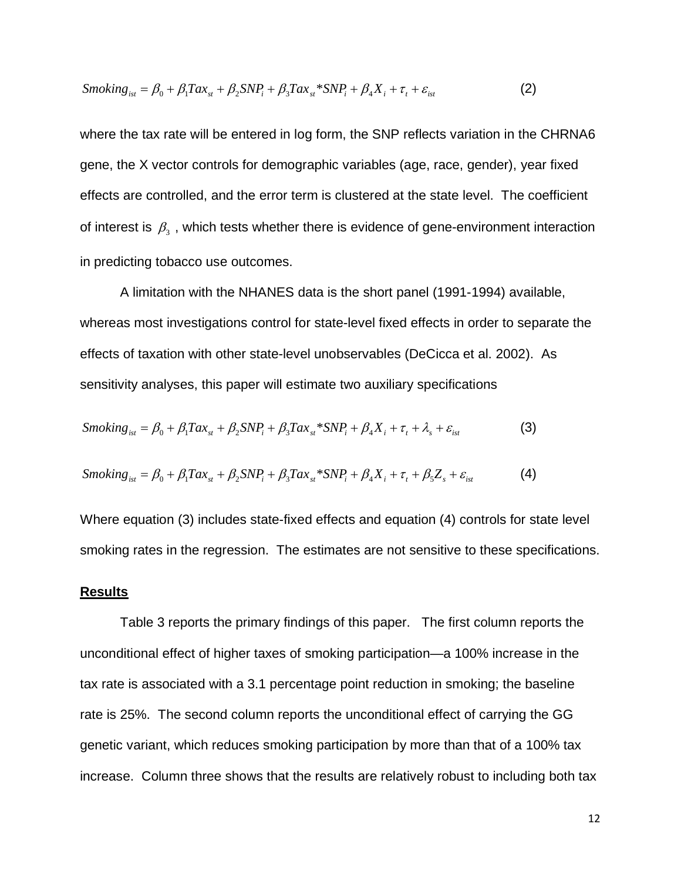$$Smoking_{ist} = \beta_0 + \beta_1 Tax_{st} + \beta_2 SNP_i + \beta_3 Tax_{st} * SNP_i + \beta_4 X_i + \tau_t + \varepsilon_{ist} \quad (2)$$

where the tax rate will be entered in log form, the SNP reflects variation in the CHRNA6 gene, the X vector controls for demographic variables (age, race, gender), year fixed effects are controlled, and the error term is clustered at the state level. The coefficient of interest is $\beta_3$, which tests whether there is evidence of gene-environment interaction in predicting tobacco use outcomes.

A limitation with the NHANES data is the short panel (1991-1994) available, whereas most investigations control for state-level fixed effects in order to separate the effects of taxation with other state-level unobservables (DeCicca et al. 2002). As sensitivity analyses, this paper will estimate two auxiliary specifications

$$Smoking_{ist} = \beta_0 + \beta_1 Tax_{st} + \beta_2 SNP_i + \beta_3 Tax_{st} * SNP_i + \beta_4 X_i + \tau_t + \lambda_s + \varepsilon_{ist} \quad (3)$$

$$Smoking_{ist} = \beta_0 + \beta_1 Tax_{st} + \beta_2 SNP_i + \beta_3 Tax_{st} * SNP_i + \beta_4 X_i + \tau_t + \beta_5 Z_s + \varepsilon_{ist} \quad (4)$$

Where equation (3) includes state-fixed effects and equation (4) controls for state level smoking rates in the regression. The estimates are not sensitive to these specifications.

## Results

Table 3 reports the primary findings of this paper. The first column reports the unconditional effect of higher taxes of smoking participation—a 100% increase in the tax rate is associated with a 3.1 percentage point reduction in smoking; the baseline rate is 25%. The second column reports the unconditional effect of carrying the GG genetic variant, which reduces smoking participation by more than that of a 100% tax increase. Column three shows that the results are relatively robust to including both tax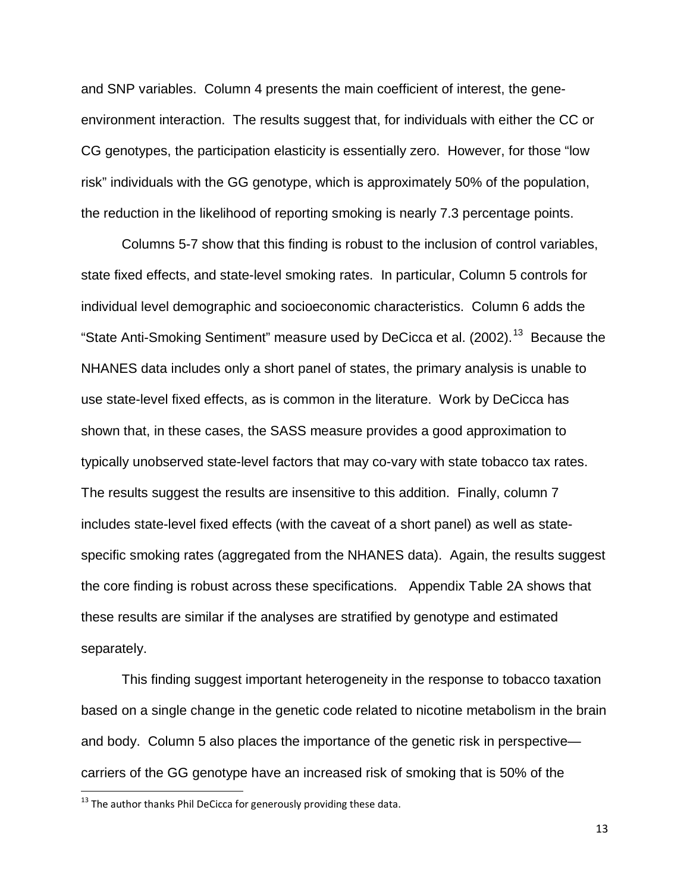and SNP variables. Column 4 presents the main coefficient of interest, the gene-environment interaction. The results suggest that, for individuals with either the CC or CG genotypes, the participation elasticity is essentially zero. However, for those "low risk" individuals with the GG genotype, which is approximately 50% of the population, the reduction in the likelihood of reporting smoking is nearly 7.3 percentage points.

Columns 5-7 show that this finding is robust to the inclusion of control variables, state fixed effects, and state-level smoking rates. In particular, Column 5 controls for individual level demographic and socioeconomic characteristics. Column 6 adds the "State Anti-Smoking Sentiment" measure used by DeCicca et al. (2002).[13] Because the NHANES data includes only a short panel of states, the primary analysis is unable to use state-level fixed effects, as is common in the literature. Work by DeCicca has shown that, in these cases, the SASS measure provides a good approximation to typically unobserved state-level factors that may co-vary with state tobacco tax rates. The results suggest the results are insensitive to this addition. Finally, column 7 includes state-level fixed effects (with the caveat of a short panel) as well as state-specific smoking rates (aggregated from the NHANES data). Again, the results suggest the core finding is robust across these specifications. Appendix Table 2A shows that these results are similar if the analyses are stratified by genotype and estimated separately.

This finding suggest important heterogeneity in the response to tobacco taxation based on a single change in the genetic code related to nicotine metabolism in the brain and body. Column 5 also places the importance of the genetic risk in perspective—carriers of the GG genotype have an increased risk of smoking that is 50% of the

[13] The author thanks Phil DeCicca for generously providing these data.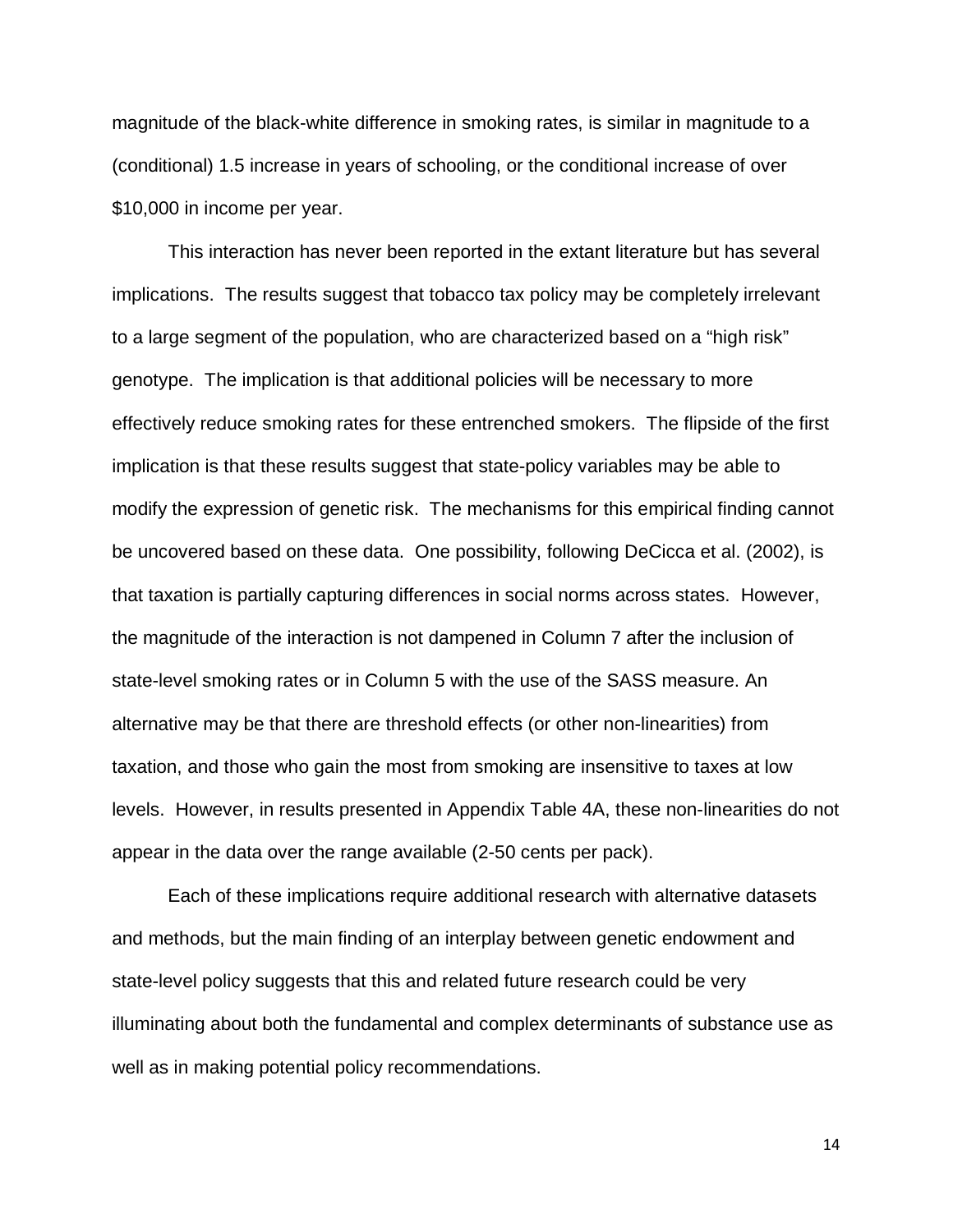magnitude of the black-white difference in smoking rates, is similar in magnitude to a (conditional) 1.5 increase in years of schooling, or the conditional increase of over $10,000 in income per year.

This interaction has never been reported in the extant literature but has several implications. The results suggest that tobacco tax policy may be completely irrelevant to a large segment of the population, who are characterized based on a "high risk" genotype. The implication is that additional policies will be necessary to more effectively reduce smoking rates for these entrenched smokers. The flipside of the first implication is that these results suggest that state-policy variables may be able to modify the expression of genetic risk. The mechanisms for this empirical finding cannot be uncovered based on these data. One possibility, following DeCicca et al. (2002), is that taxation is partially capturing differences in social norms across states. However, the magnitude of the interaction is not dampened in Column 7 after the inclusion of state-level smoking rates or in Column 5 with the use of the SASS measure. An alternative may be that there are threshold effects (or other non-linearities) from taxation, and those who gain the most from smoking are insensitive to taxes at low levels. However, in results presented in Appendix Table 4A, these non-linearities do not appear in the data over the range available (2-50 cents per pack).

Each of these implications require additional research with alternative datasets and methods, but the main finding of an interplay between genetic endowment and state-level policy suggests that this and related future research could be very illuminating about both the fundamental and complex determinants of substance use as well as in making potential policy recommendations.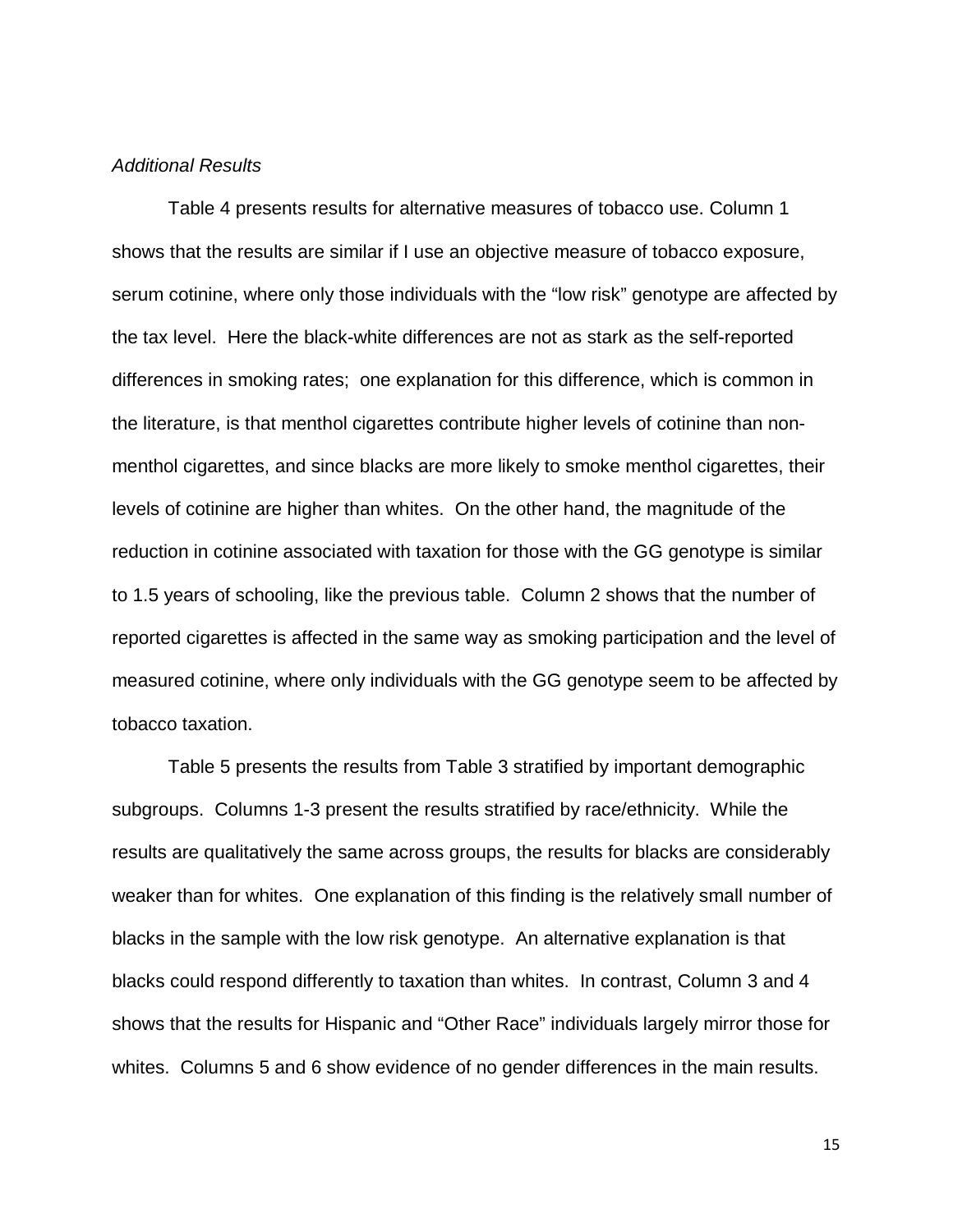*Additional Results*

Table 4 presents results for alternative measures of tobacco use. Column 1 shows that the results are similar if I use an objective measure of tobacco exposure, serum cotinine, where only those individuals with the "low risk" genotype are affected by the tax level. Here the black-white differences are not as stark as the self-reported differences in smoking rates; one explanation for this difference, which is common in the literature, is that menthol cigarettes contribute higher levels of cotinine than non-menthol cigarettes, and since blacks are more likely to smoke menthol cigarettes, their levels of cotinine are higher than whites. On the other hand, the magnitude of the reduction in cotinine associated with taxation for those with the GG genotype is similar to 1.5 years of schooling, like the previous table. Column 2 shows that the number of reported cigarettes is affected in the same way as smoking participation and the level of measured cotinine, where only individuals with the GG genotype seem to be affected by tobacco taxation.

Table 5 presents the results from Table 3 stratified by important demographic subgroups. Columns 1-3 present the results stratified by race/ethnicity. While the results are qualitatively the same across groups, the results for blacks are considerably weaker than for whites. One explanation of this finding is the relatively small number of blacks in the sample with the low risk genotype. An alternative explanation is that blacks could respond differently to taxation than whites. In contrast, Column 3 and 4 shows that the results for Hispanic and "Other Race" individuals largely mirror those for whites. Columns 5 and 6 show evidence of no gender differences in the main results.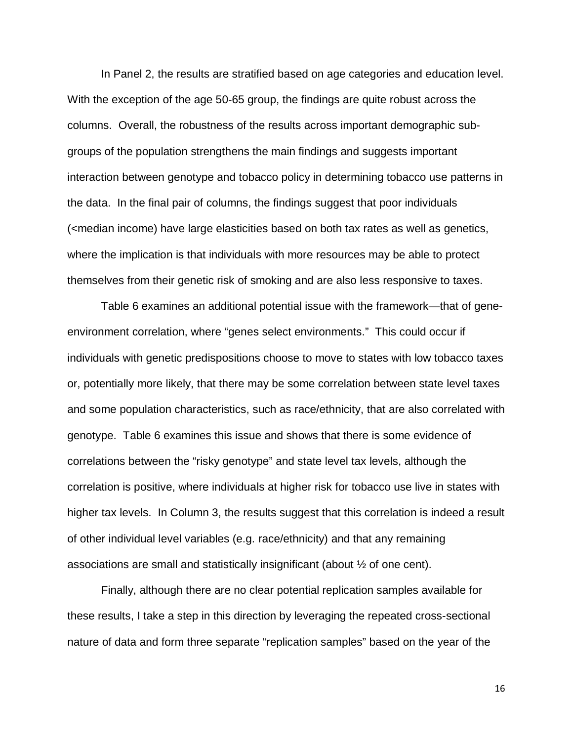In Panel 2, the results are stratified based on age categories and education level. With the exception of the age 50-65 group, the findings are quite robust across the columns. Overall, the robustness of the results across important demographic sub-groups of the population strengthens the main findings and suggests important interaction between genotype and tobacco policy in determining tobacco use patterns in the data. In the final pair of columns, the findings suggest that poor individuals (<median income) have large elasticities based on both tax rates as well as genetics, where the implication is that individuals with more resources may be able to protect themselves from their genetic risk of smoking and are also less responsive to taxes.

Table 6 examines an additional potential issue with the framework—that of gene-environment correlation, where "genes select environments." This could occur if individuals with genetic predispositions choose to move to states with low tobacco taxes or, potentially more likely, that there may be some correlation between state level taxes and some population characteristics, such as race/ethnicity, that are also correlated with genotype. Table 6 examines this issue and shows that there is some evidence of correlations between the "risky genotype" and state level tax levels, although the correlation is positive, where individuals at higher risk for tobacco use live in states with higher tax levels. In Column 3, the results suggest that this correlation is indeed a result of other individual level variables (e.g. race/ethnicity) and that any remaining associations are small and statistically insignificant (about ½ of one cent).

Finally, although there are no clear potential replication samples available for these results, I take a step in this direction by leveraging the repeated cross-sectional nature of data and form three separate "replication samples" based on the year of the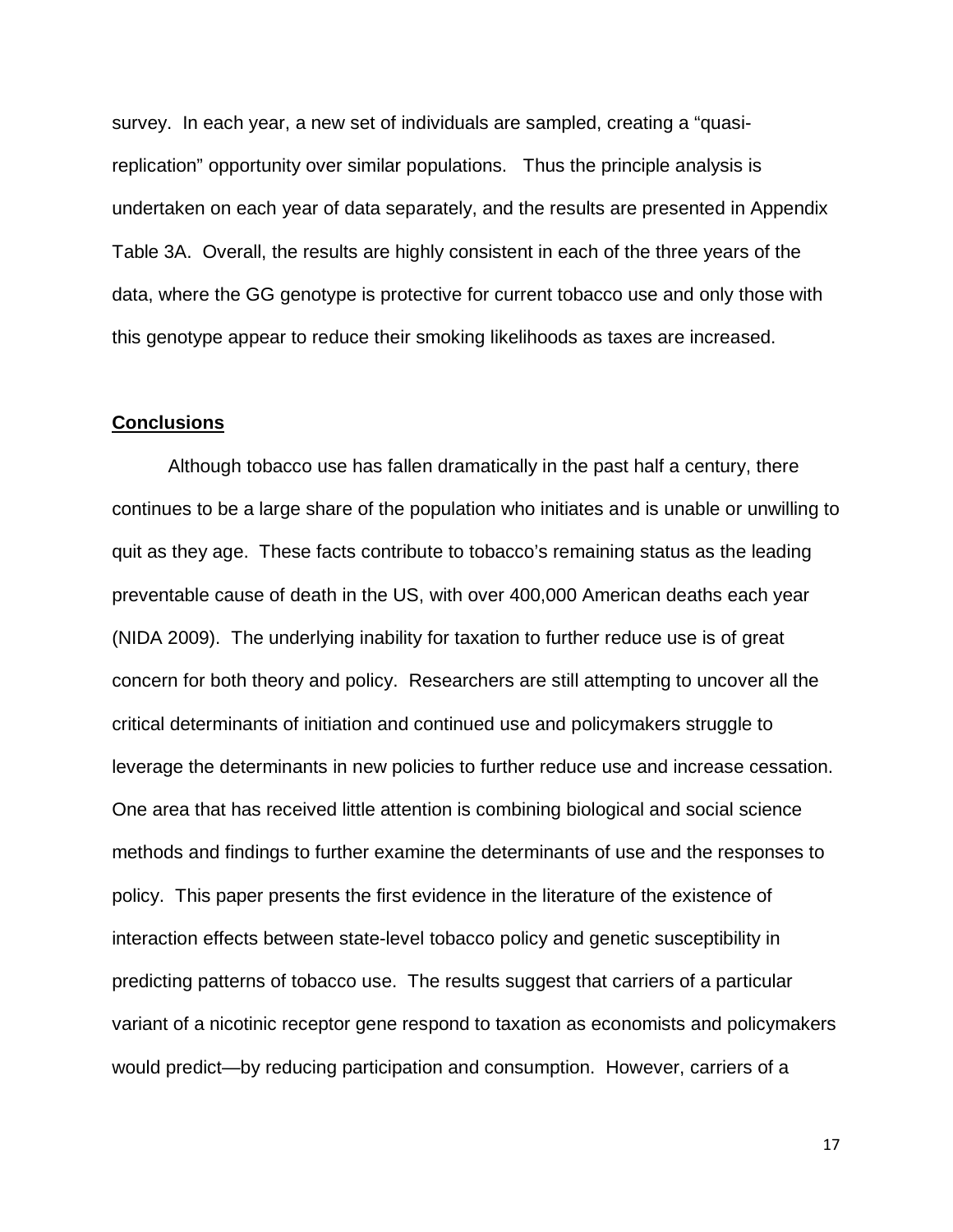survey. In each year, a new set of individuals are sampled, creating a "quasi-replication" opportunity over similar populations. Thus the principle analysis is undertaken on each year of data separately, and the results are presented in Appendix Table 3A. Overall, the results are highly consistent in each of the three years of the data, where the GG genotype is protective for current tobacco use and only those with this genotype appear to reduce their smoking likelihoods as taxes are increased.

## Conclusions

Although tobacco use has fallen dramatically in the past half a century, there continues to be a large share of the population who initiates and is unable or unwilling to quit as they age. These facts contribute to tobacco's remaining status as the leading preventable cause of death in the US, with over 400,000 American deaths each year (NIDA 2009). The underlying inability for taxation to further reduce use is of great concern for both theory and policy. Researchers are still attempting to uncover all the critical determinants of initiation and continued use and policymakers struggle to leverage the determinants in new policies to further reduce use and increase cessation. One area that has received little attention is combining biological and social science methods and findings to further examine the determinants of use and the responses to policy. This paper presents the first evidence in the literature of the existence of interaction effects between state-level tobacco policy and genetic susceptibility in predicting patterns of tobacco use. The results suggest that carriers of a particular variant of a nicotinic receptor gene respond to taxation as economists and policymakers would predict—by reducing participation and consumption. However, carriers of a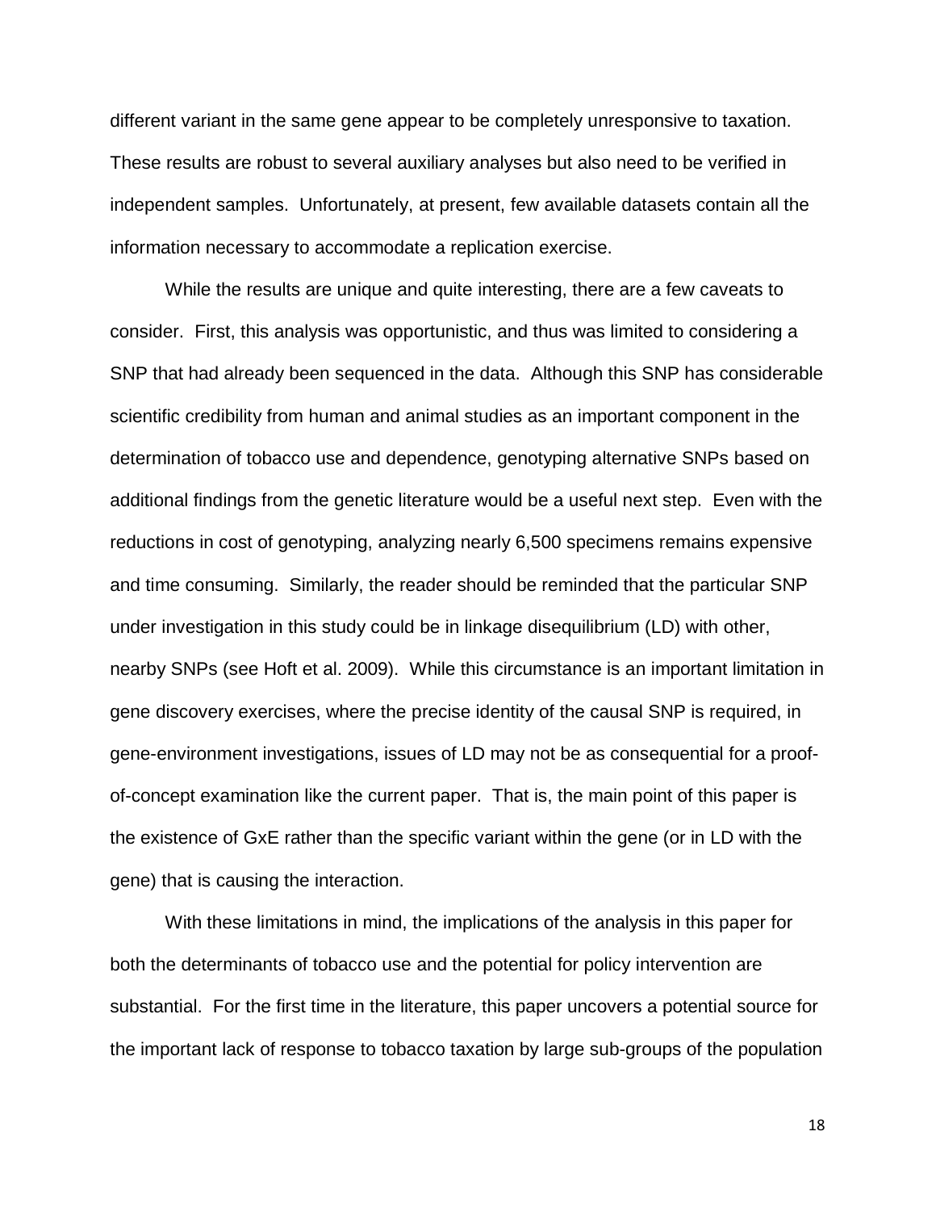different variant in the same gene appear to be completely unresponsive to taxation. These results are robust to several auxiliary analyses but also need to be verified in independent samples. Unfortunately, at present, few available datasets contain all the information necessary to accommodate a replication exercise.

While the results are unique and quite interesting, there are a few caveats to consider. First, this analysis was opportunistic, and thus was limited to considering a SNP that had already been sequenced in the data. Although this SNP has considerable scientific credibility from human and animal studies as an important component in the determination of tobacco use and dependence, genotyping alternative SNPs based on additional findings from the genetic literature would be a useful next step. Even with the reductions in cost of genotyping, analyzing nearly 6,500 specimens remains expensive and time consuming. Similarly, the reader should be reminded that the particular SNP under investigation in this study could be in linkage disequilibrium (LD) with other, nearby SNPs (see Hoft et al. 2009). While this circumstance is an important limitation in gene discovery exercises, where the precise identity of the causal SNP is required, in gene-environment investigations, issues of LD may not be as consequential for a proof-of-concept examination like the current paper. That is, the main point of this paper is the existence of GxE rather than the specific variant within the gene (or in LD with the gene) that is causing the interaction.

With these limitations in mind, the implications of the analysis in this paper for both the determinants of tobacco use and the potential for policy intervention are substantial. For the first time in the literature, this paper uncovers a potential source for the important lack of response to tobacco taxation by large sub-groups of the population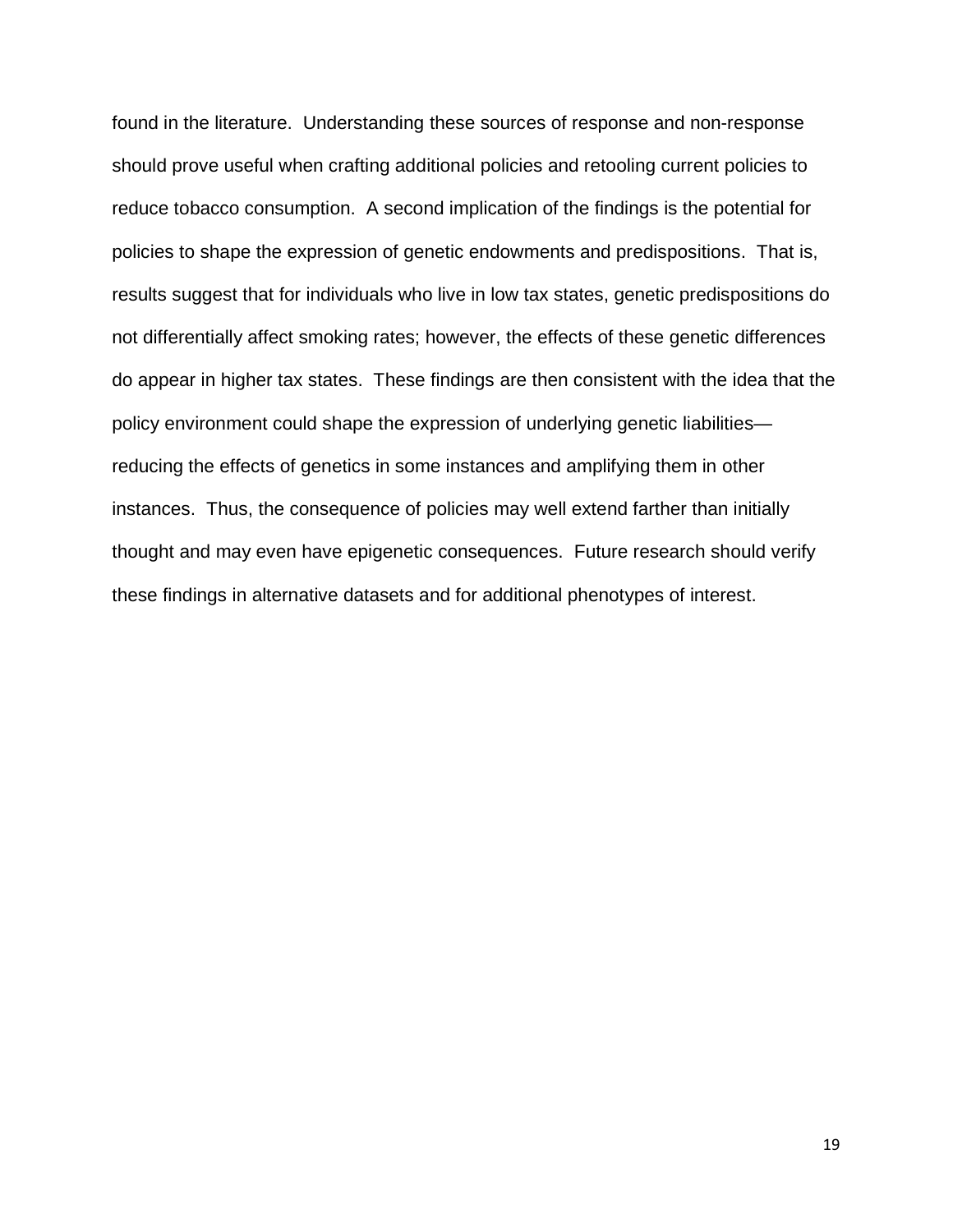found in the literature. Understanding these sources of response and non-response should prove useful when crafting additional policies and retooling current policies to reduce tobacco consumption. A second implication of the findings is the potential for policies to shape the expression of genetic endowments and predispositions. That is, results suggest that for individuals who live in low tax states, genetic predispositions do not differentially affect smoking rates; however, the effects of these genetic differences do appear in higher tax states. These findings are then consistent with the idea that the policy environment could shape the expression of underlying genetic liabilities—reducing the effects of genetics in some instances and amplifying them in other instances. Thus, the consequence of policies may well extend farther than initially thought and may even have epigenetic consequences. Future research should verify these findings in alternative datasets and for additional phenotypes of interest.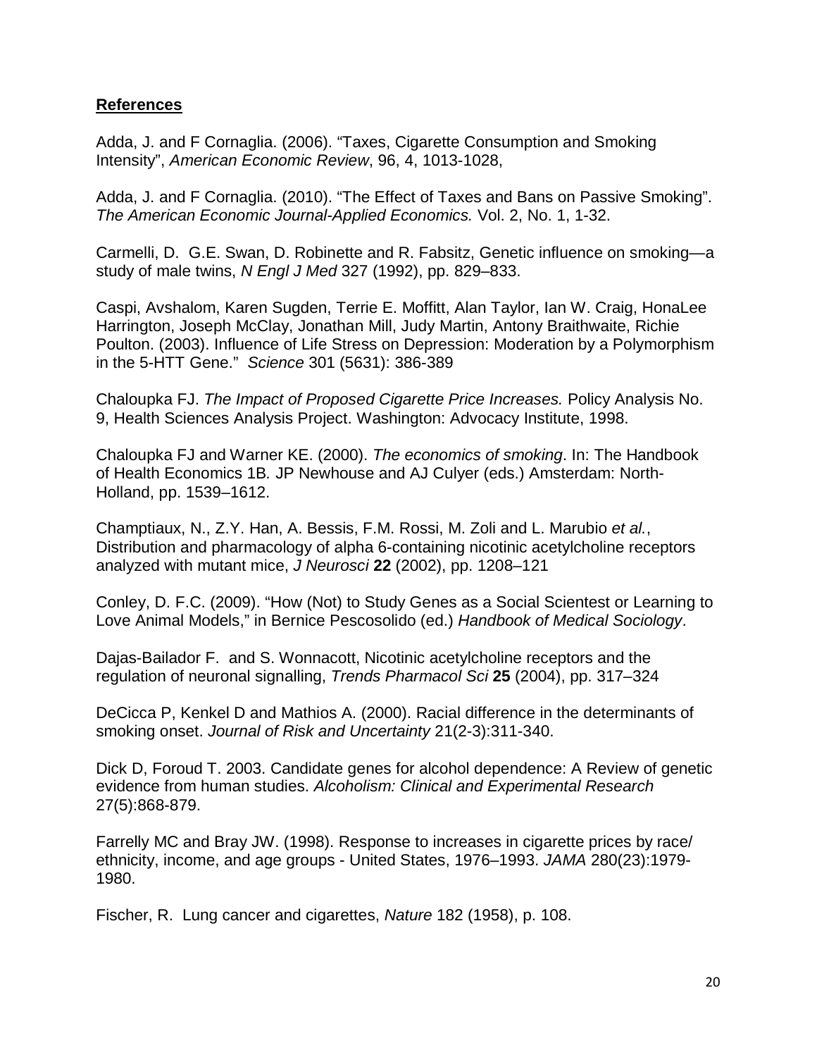## References

Adda, J. and F Cornaglia. (2006). “Taxes, Cigarette Consumption and Smoking Intensity”, *American Economic Review*, 96, 4, 1013-1028,

Adda, J. and F Cornaglia. (2010). “The Effect of Taxes and Bans on Passive Smoking”. *The American Economic Journal-Applied Economics.* Vol. 2, No. 1, 1-32.

Carmelli, D. G.E. Swan, D. Robinette and R. Fabsitz, Genetic influence on smoking—a study of male twins, *N Engl J Med* 327 (1992), pp. 829–833.

Caspi, Avshalom, Karen Sugden, Terrie E. Moffitt, Alan Taylor, Ian W. Craig, HonaLee Harrington, Joseph McClay, Jonathan Mill, Judy Martin, Antony Braithwaite, Richie Poulton. (2003). Influence of Life Stress on Depression: Moderation by a Polymorphism in the 5-HTT Gene.” *Science* 301 (5631): 386-389

Chaloupka FJ. *The Impact of Proposed Cigarette Price Increases.* Policy Analysis No. 9, Health Sciences Analysis Project. Washington: Advocacy Institute, 1998.

Chaloupka FJ and Warner KE. (2000). *The economics of smoking*. In: The Handbook of Health Economics 1B. JP Newhouse and AJ Culyer (eds.) Amsterdam: North-Holland, pp. 1539–1612.

Champtiaux, N., Z.Y. Han, A. Bessis, F.M. Rossi, M. Zoli and L. Marubio *et al.*, Distribution and pharmacology of alpha 6-containing nicotinic acetylcholine receptors analyzed with mutant mice, *J Neurosci* **22** (2002), pp. 1208–121

Conley, D. F.C. (2009). “How (Not) to Study Genes as a Social Scientest or Learning to Love Animal Models,” in Bernice Pescosolido (ed.) *Handbook of Medical Sociology*.

Dajas-Bailador F. and S. Wonnacott, Nicotinic acetylcholine receptors and the regulation of neuronal signalling, *Trends Pharmacol Sci* **25** (2004), pp. 317–324

DeCicca P, Kenkel D and Mathios A. (2000). Racial difference in the determinants of smoking onset. *Journal of Risk and Uncertainty* 21(2-3):311-340.

Dick D, Foroud T. 2003. Candidate genes for alcohol dependence: A Review of genetic evidence from human studies. *Alcoholism: Clinical and Experimental Research* 27(5):868-879.

Farrelly MC and Bray JW. (1998). Response to increases in cigarette prices by race/ ethnicity, income, and age groups - United States, 1976–1993. *JAMA* 280(23):1979-1980.

Fischer, R. Lung cancer and cigarettes, *Nature* 182 (1958), p. 108.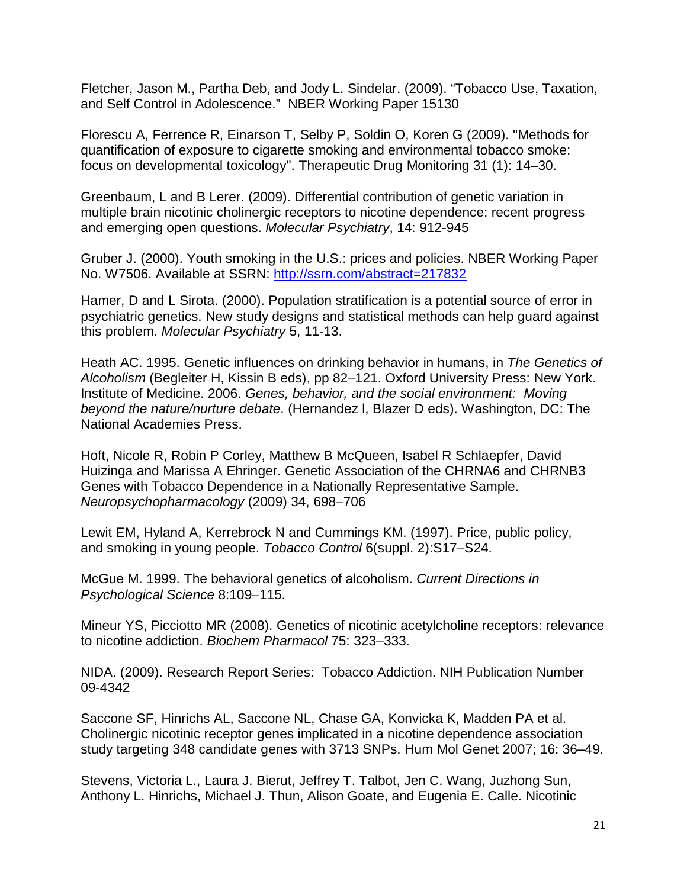Fletcher, Jason M., Partha Deb, and Jody L. Sindelar. (2009). "Tobacco Use, Taxation, and Self Control in Adolescence." NBER Working Paper 15130

Florescu A, Ferrence R, Einarson T, Selby P, Soldin O, Koren G (2009). "Methods for quantification of exposure to cigarette smoking and environmental tobacco smoke: focus on developmental toxicology". Therapeutic Drug Monitoring 31 (1): 14–30.

Greenbaum, L and B Lerer. (2009). Differential contribution of genetic variation in multiple brain nicotinic cholinergic receptors to nicotine dependence: recent progress and emerging open questions. *Molecular Psychiatry*, 14: 912-945

Gruber J. (2000). Youth smoking in the U.S.: prices and policies. NBER Working Paper No. W7506. Available at SSRN: http://ssrn.com/abstract=217832

Hamer, D and L Sirota. (2000). Population stratification is a potential source of error in psychiatric genetics. New study designs and statistical methods can help guard against this problem. *Molecular Psychiatry* 5, 11-13.

Heath AC. 1995. Genetic influences on drinking behavior in humans, in *The Genetics of Alcoholism* (Begleiter H, Kissin B eds), pp 82–121. Oxford University Press: New York. Institute of Medicine. 2006. *Genes, behavior, and the social environment: Moving beyond the nature/nurture debate*. (Hernandez l, Blazer D eds). Washington, DC: The National Academies Press.

Hoft, Nicole R, Robin P Corley, Matthew B McQueen, Isabel R Schlaepfer, David Huizinga and Marissa A Ehringer. Genetic Association of the CHRNA6 and CHRNB3 Genes with Tobacco Dependence in a Nationally Representative Sample. *Neuropsychopharmacology* (2009) 34, 698–706

Lewit EM, Hyland A, Kerrebrock N and Cummings KM. (1997). Price, public policy, and smoking in young people. *Tobacco Control* 6(suppl. 2):S17–S24.

McGue M. 1999. The behavioral genetics of alcoholism. *Current Directions in Psychological Science* 8:109–115.

Mineur YS, Picciotto MR (2008). Genetics of nicotinic acetylcholine receptors: relevance to nicotine addiction. *Biochem Pharmacol* 75: 323–333.

NIDA. (2009). Research Report Series: Tobacco Addiction. NIH Publication Number 09-4342

Saccone SF, Hinrichs AL, Saccone NL, Chase GA, Konvicka K, Madden PA et al. Cholinergic nicotinic receptor genes implicated in a nicotine dependence association study targeting 348 candidate genes with 3713 SNPs. Hum Mol Genet 2007; 16: 36–49.

Stevens, Victoria L., Laura J. Bierut, Jeffrey T. Talbot, Jen C. Wang, Juzhong Sun, Anthony L. Hinrichs, Michael J. Thun, Alison Goate, and Eugenia E. Calle. Nicotinic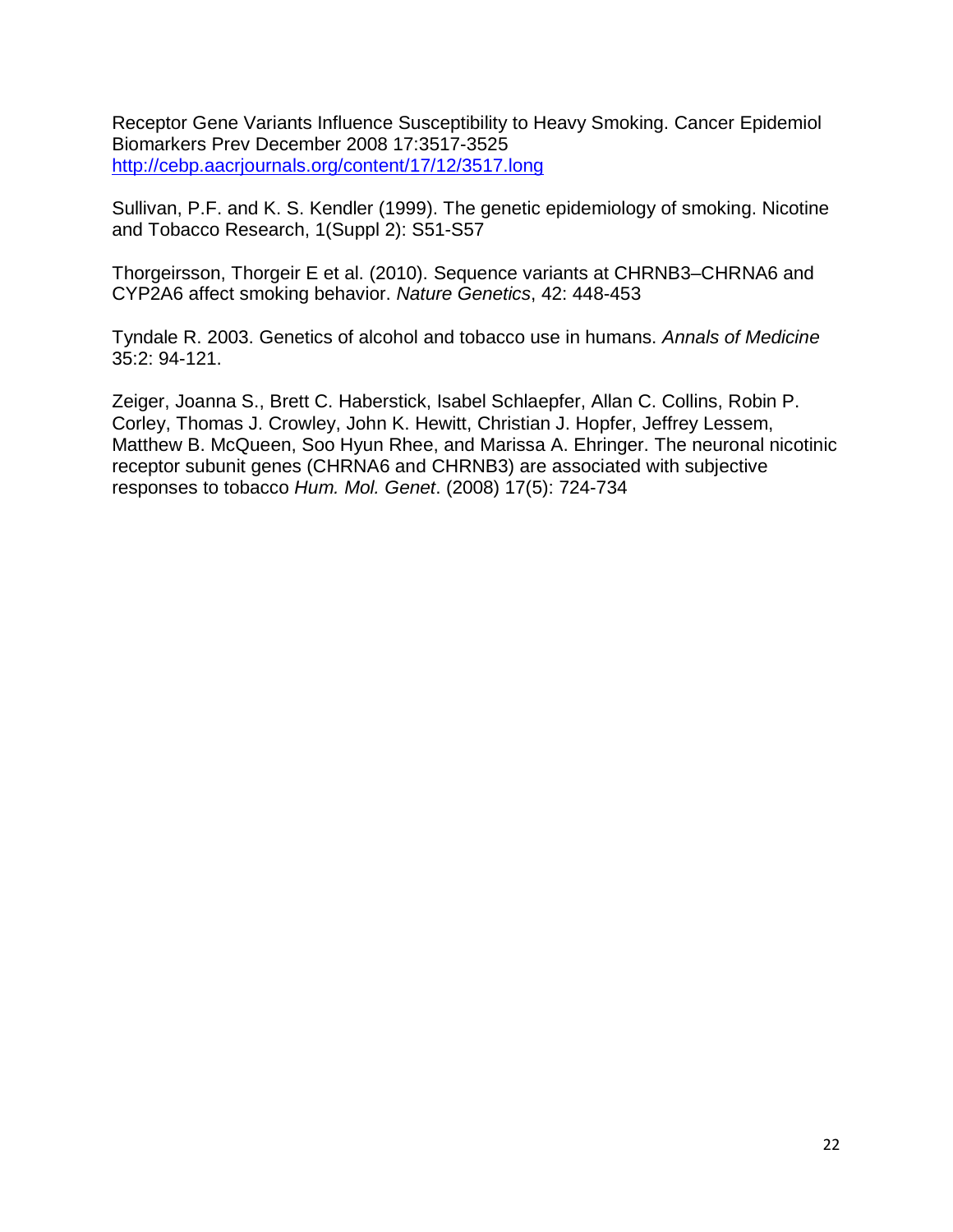Receptor Gene Variants Influence Susceptibility to Heavy Smoking. Cancer Epidemiol Biomarkers Prev December 2008 17:3517-3525 [http://cebp.aacrjournals.org/content/17/12/3517.long](http://cebp.aacrjournals.org/content/17/12/3517.long)

Sullivan, P.F. and K. S. Kendler (1999). The genetic epidemiology of smoking. Nicotine and Tobacco Research, 1(Suppl 2): S51-S57

Thorgeirsson, Thorgeir E et al. (2010). Sequence variants at CHRNB3–CHRNA6 and CYP2A6 affect smoking behavior. *Nature Genetics*, 42: 448-453

Tyndale R. 2003. Genetics of alcohol and tobacco use in humans. *Annals of Medicine* 35:2: 94-121.

Zeiger, Joanna S., Brett C. Haberstick, Isabel Schlaepfer, Allan C. Collins, Robin P. Corley, Thomas J. Crowley, John K. Hewitt, Christian J. Hopfer, Jeffrey Lessem, Matthew B. McQueen, Soo Hyun Rhee, and Marissa A. Ehringer. The neuronal nicotinic receptor subunit genes (CHRNA6 and CHRNB3) are associated with subjective responses to tobacco *Hum. Mol. Genet*. (2008) 17(5): 724-734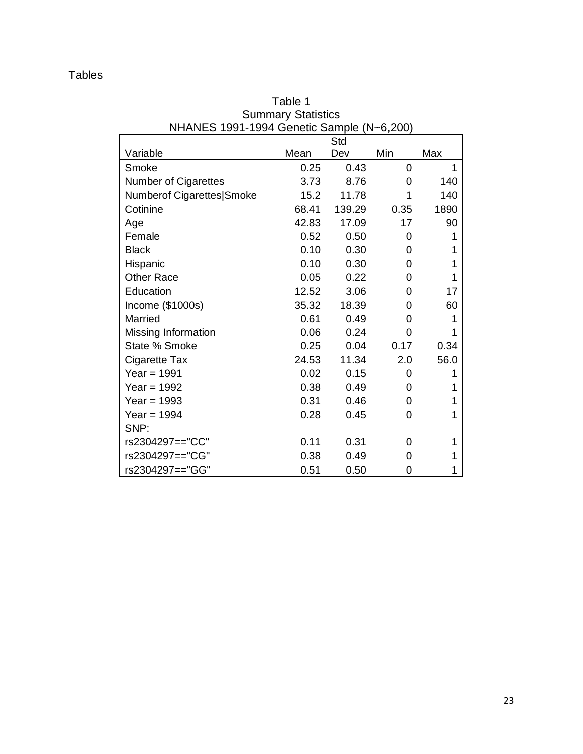Tables

Table 1
Summary Statistics
NHANES 1991-1994 Genetic Sample (N~6,200)

| Variable | Mean | Std Dev | Min | Max |
|---|---|---|---|---|
| Smoke | 0.25 | 0.43 | 0 | 1 |
| Number of Cigarettes | 3.73 | 8.76 | 0 | 140 |
| Numberof Cigarettes\|Smoke | 15.2 | 11.78 | 1 | 140 |
| Cotinine | 68.41 | 139.29 | 0.35 | 1890 |
| Age | 42.83 | 17.09 | 17 | 90 |
| Female | 0.52 | 0.50 | 0 | 1 |
| Black | 0.10 | 0.30 | 0 | 1 |
| Hispanic | 0.10 | 0.30 | 0 | 1 |
| Other Race | 0.05 | 0.22 | 0 | 1 |
| Education | 12.52 | 3.06 | 0 | 17 |
| Income ($1000s) | 35.32 | 18.39 | 0 | 60 |
| Married | 0.61 | 0.49 | 0 | 1 |
| Missing Information | 0.06 | 0.24 | 0 | 1 |
| State % Smoke | 0.25 | 0.04 | 0.17 | 0.34 |
| Cigarette Tax | 24.53 | 11.34 | 2.0 | 56.0 |
| Year = 1991 | 0.02 | 0.15 | 0 | 1 |
| Year = 1992 | 0.38 | 0.49 | 0 | 1 |
| Year = 1993 | 0.31 | 0.46 | 0 | 1 |
| Year = 1994 | 0.28 | 0.45 | 0 | 1 |
| SNP: | | | | |
| rs2304297=="CC" | 0.11 | 0.31 | 0 | 1 |
| rs2304297=="CG" | 0.38 | 0.49 | 0 | 1 |
| rs2304297=="GG" | 0.51 | 0.50 | 0 | 1 |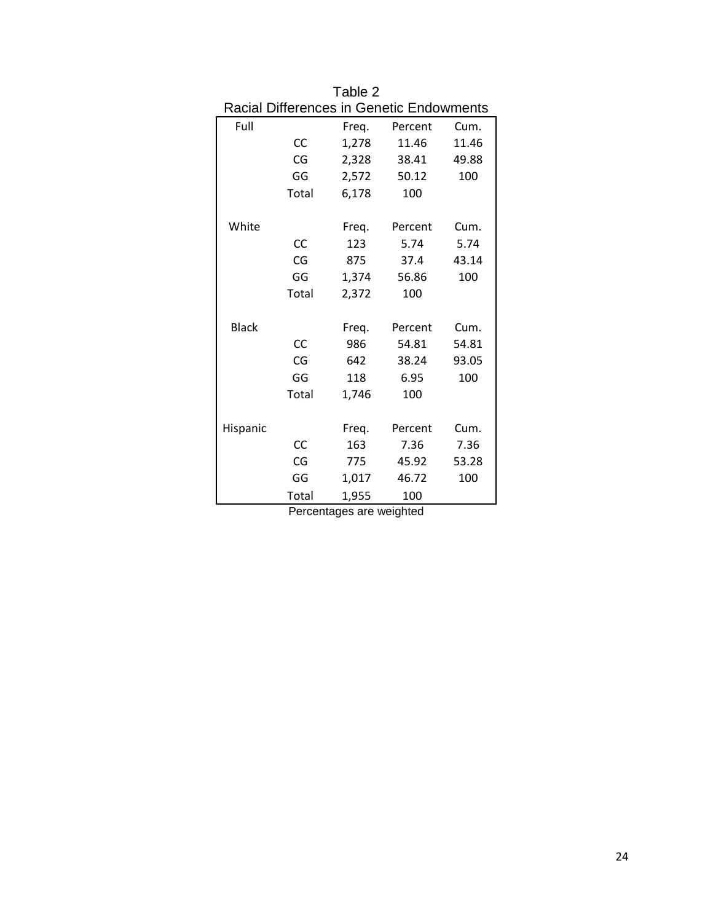Table 2

Racial Differences in Genetic Endowments

| Full | | Freq. | Percent | Cum. |
|---|---|---|---|---|
| | CC | 1,278 | 11.46 | 11.46 |
| | CG | 2,328 | 38.41 | 49.88 |
| | GG | 2,572 | 50.12 | 100 |
| | Total | 6,178 | 100 | |
| | | | | |
| White | | Freq. | Percent | Cum. |
| | CC | 123 | 5.74 | 5.74 |
| | CG | 875 | 37.4 | 43.14 |
| | GG | 1,374 | 56.86 | 100 |
| | Total | 2,372 | 100 | |
| | | | | |
| Black | | Freq. | Percent | Cum. |
| | CC | 986 | 54.81 | 54.81 |
| | CG | 642 | 38.24 | 93.05 |
| | GG | 118 | 6.95 | 100 |
| | Total | 1,746 | 100 | |
| | | | | |
| Hispanic | | Freq. | Percent | Cum. |
| | CC | 163 | 7.36 | 7.36 |
| | CG | 775 | 45.92 | 53.28 |
| | GG | 1,017 | 46.72 | 100 |
| | Total | 1,955 | 100 | |

Percentages are weighted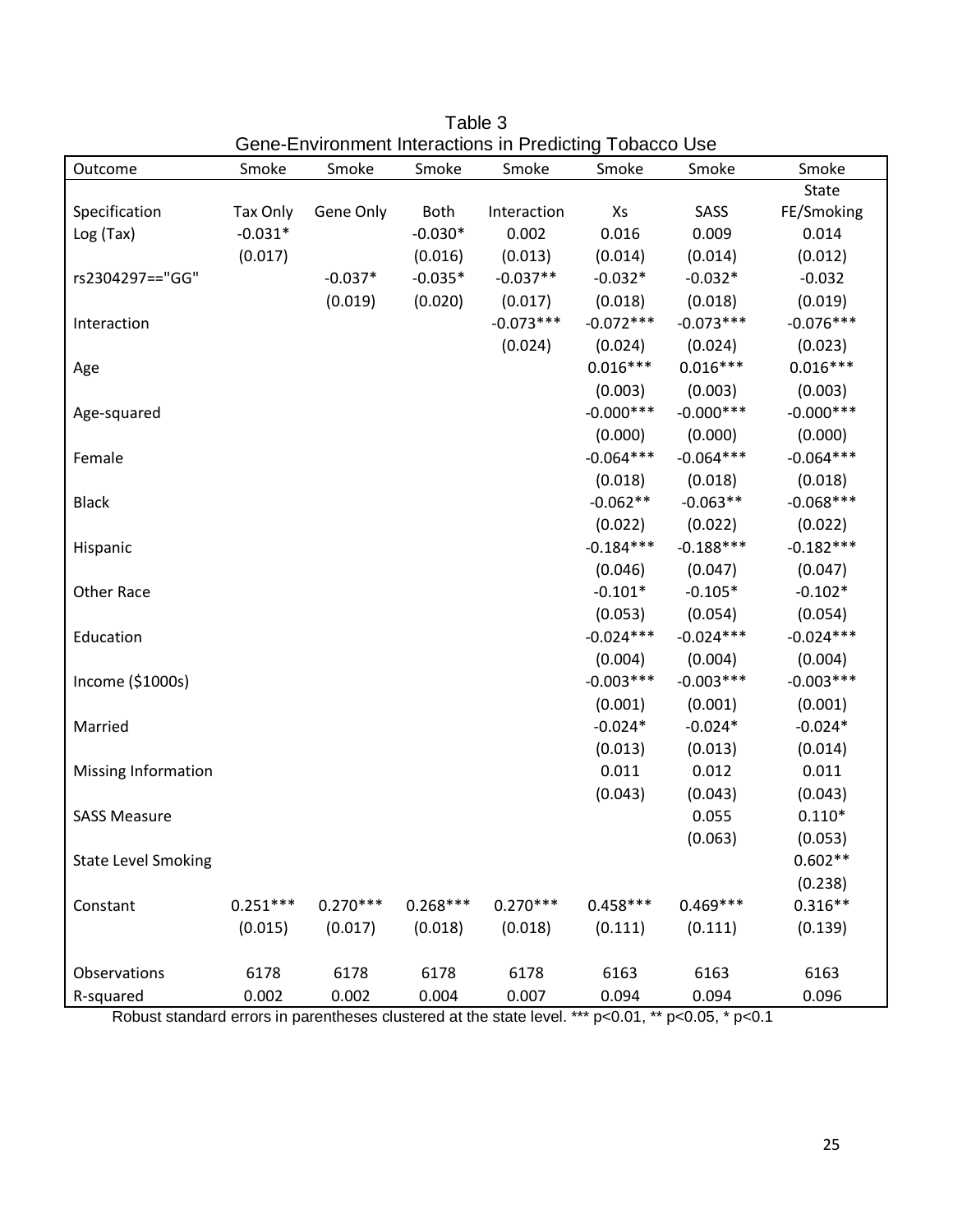Table 3

Gene-Environment Interactions in Predicting Tobacco Use

| Outcome | Smoke | Smoke | Smoke | Smoke | Smoke | Smoke | Smoke |
|---|---|---|---|---|---|---|---|
| Specification | Tax Only | Gene Only | Both | Interaction | Xs | SASS | State FE/Smoking |
| Log (Tax) | -0.031* | | -0.030* | 0.002 | 0.016 | 0.009 | 0.014 |
| | (0.017) | | (0.016) | (0.013) | (0.014) | (0.014) | (0.012) |
| rs2304297=="GG" | | -0.037* | -0.035* | -0.037** | -0.032* | -0.032* | -0.032 |
| | | (0.019) | (0.020) | (0.017) | (0.018) | (0.018) | (0.019) |
| Interaction | | | | -0.073*** | -0.072*** | -0.073*** | -0.076*** |
| | | | | (0.024) | (0.024) | (0.024) | (0.023) |
| Age | | | | | 0.016*** | 0.016*** | 0.016*** |
| | | | | | (0.003) | (0.003) | (0.003) |
| Age-squared | | | | | -0.000*** | -0.000*** | -0.000*** |
| | | | | | (0.000) | (0.000) | (0.000) |
| Female | | | | | -0.064*** | -0.064*** | -0.064*** |
| | | | | | (0.018) | (0.018) | (0.018) |
| Black | | | | | -0.062** | -0.063** | -0.068*** |
| | | | | | (0.022) | (0.022) | (0.022) |
| Hispanic | | | | | -0.184*** | -0.188*** | -0.182*** |
| | | | | | (0.046) | (0.047) | (0.047) |
| Other Race | | | | | -0.101* | -0.105* | -0.102* |
| | | | | | (0.053) | (0.054) | (0.054) |
| Education | | | | | -0.024*** | -0.024*** | -0.024*** |
| | | | | | (0.004) | (0.004) | (0.004) |
| Income ($1000s) | | | | | -0.003*** | -0.003*** | -0.003*** |
| | | | | | (0.001) | (0.001) | (0.001) |
| Married | | | | | -0.024* | -0.024* | -0.024* |
| | | | | | (0.013) | (0.013) | (0.014) |
| Missing Information | | | | | 0.011 | 0.012 | 0.011 |
| | | | | | (0.043) | (0.043) | (0.043) |
| SASS Measure | | | | | | 0.055 | 0.110* |
| | | | | | | (0.063) | (0.053) |
| State Level Smoking | | | | | | | 0.602** |
| | | | | | | | (0.238) |
| Constant | 0.251*** | 0.270*** | 0.268*** | 0.270*** | 0.458*** | 0.469*** | 0.316** |
| | (0.015) | (0.017) | (0.018) | (0.018) | (0.111) | (0.111) | (0.139) |
| Observations | 6178 | 6178 | 6178 | 6178 | 6163 | 6163 | 6163 |
| R-squared | 0.002 | 0.002 | 0.004 | 0.007 | 0.094 | 0.094 | 0.096 |

Robust standard errors in parentheses clustered at the state level. *** p<0.01, ** p<0.05, * p<0.1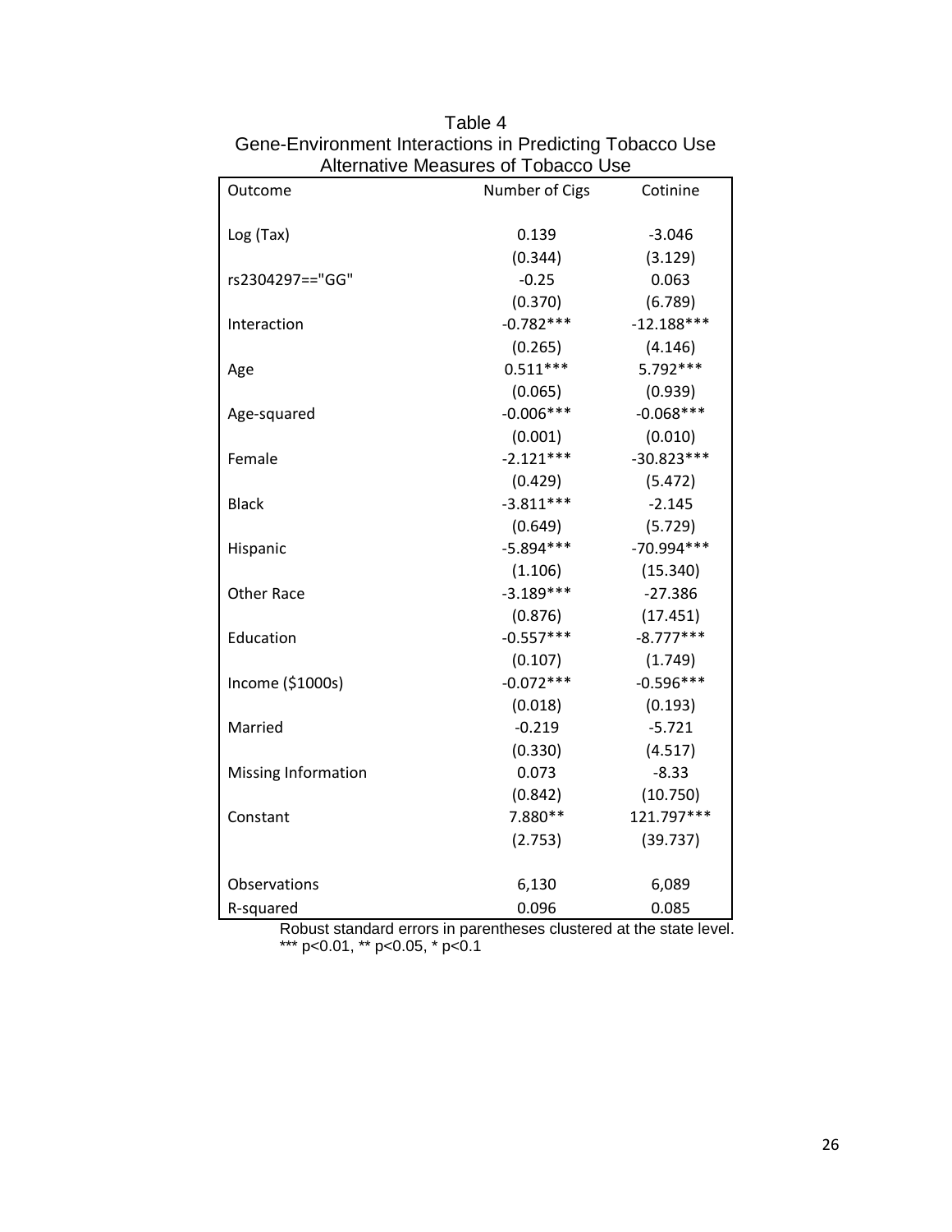Table 4

Gene-Environment Interactions in Predicting Tobacco Use

Alternative Measures of Tobacco Use

| Outcome | Number of Cigs | Cotinine |
|---|---|---|
| Log (Tax) | 0.139 | -3.046 |
| | (0.344) | (3.129) |
| rs2304297=="GG" | -0.25 | 0.063 |
| | (0.370) | (6.789) |
| Interaction | -0.782*** | -12.188*** |
| | (0.265) | (4.146) |
| Age | 0.511*** | 5.792*** |
| | (0.065) | (0.939) |
| Age-squared | -0.006*** | -0.068*** |
| | (0.001) | (0.010) |
| Female | -2.121*** | -30.823*** |
| | (0.429) | (5.472) |
| Black | -3.811*** | -2.145 |
| | (0.649) | (5.729) |
| Hispanic | -5.894*** | -70.994*** |
| | (1.106) | (15.340) |
| Other Race | -3.189*** | -27.386 |
| | (0.876) | (17.451) |
| Education | -0.557*** | -8.777*** |
| | (0.107) | (1.749) |
| Income ($1000s) | -0.072*** | -0.596*** |
| | (0.018) | (0.193) |
| Married | -0.219 | -5.721 |
| | (0.330) | (4.517) |
| Missing Information | 0.073 | -8.33 |
| | (0.842) | (10.750) |
| Constant | 7.880** | 121.797*** |
| | (2.753) | (39.737) |
| Observations | 6,130 | 6,089 |
| R-squared | 0.096 | 0.085 |

Robust standard errors in parentheses clustered at the state level.
*** p<0.01, ** p<0.05, * p<0.1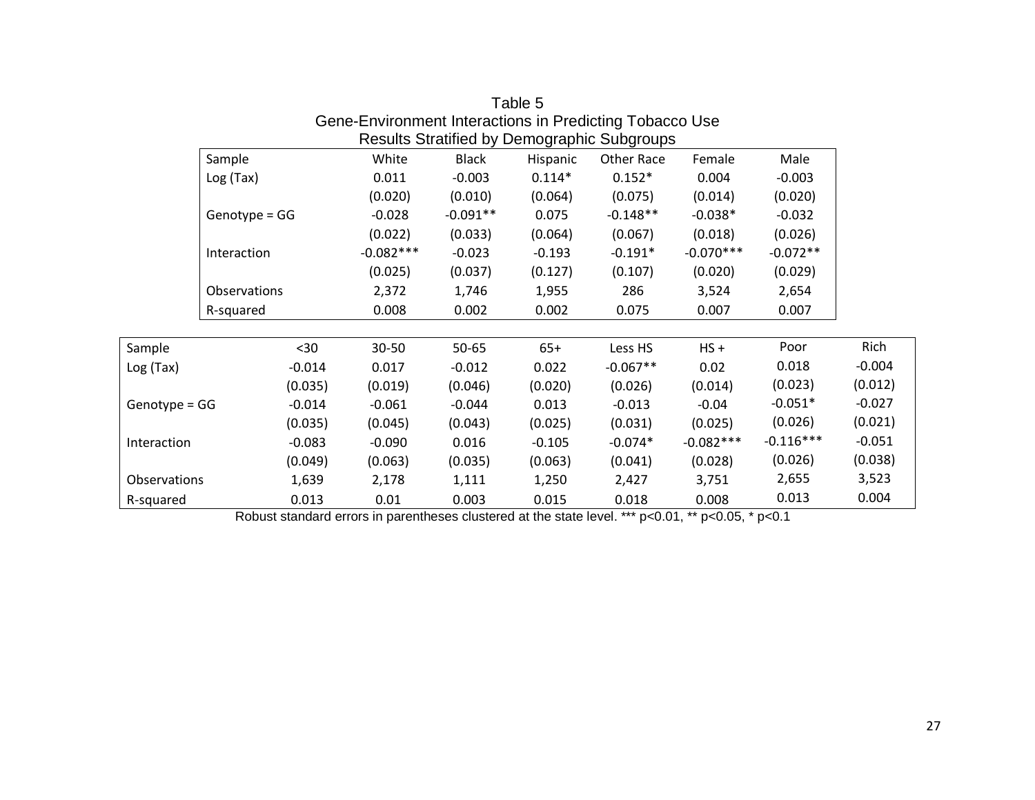Table 5
Gene-Environment Interactions in Predicting Tobacco Use
Results Stratified by Demographic Subgroups

| Sample | White | Black | Hispanic | Other Race | Female | Male |
|---|---|---|---|---|---|---|
| Log (Tax) | 0.011 | -0.003 | 0.114* | 0.152* | 0.004 | -0.003 |
| | (0.020) | (0.010) | (0.064) | (0.075) | (0.014) | (0.020) |
| Genotype = GG | -0.028 | -0.091** | 0.075 | -0.148** | -0.038* | -0.032 |
| | (0.022) | (0.033) | (0.064) | (0.067) | (0.018) | (0.026) |
| Interaction | -0.082*** | -0.023 | -0.193 | -0.191* | -0.070*** | -0.072** |
| | (0.025) | (0.037) | (0.127) | (0.107) | (0.020) | (0.029) |
| Observations | 2,372 | 1,746 | 1,955 | 286 | 3,524 | 2,654 |
| R-squared | 0.008 | 0.002 | 0.002 | 0.075 | 0.007 | 0.007 |

| Sample | <30 | 30-50 | 50-65 | 65+ | Less HS | HS + | Poor | Rich |
|---|---|---|---|---|---|---|---|---|
| Log (Tax) | -0.014 | 0.017 | -0.012 | 0.022 | -0.067** | 0.02 | 0.018 | -0.004 |
| | (0.035) | (0.019) | (0.046) | (0.020) | (0.026) | (0.014) | (0.023) | (0.012) |
| Genotype = GG | -0.014 | -0.061 | -0.044 | 0.013 | -0.013 | -0.04 | -0.051* | -0.027 |
| | (0.035) | (0.045) | (0.043) | (0.025) | (0.031) | (0.025) | (0.026) | (0.021) |
| Interaction | -0.083 | -0.090 | 0.016 | -0.105 | -0.074* | -0.082*** | -0.116*** | -0.051 |
| | (0.049) | (0.063) | (0.035) | (0.063) | (0.041) | (0.028) | (0.026) | (0.038) |
| Observations | 1,639 | 2,178 | 1,111 | 1,250 | 2,427 | 3,751 | 2,655 | 3,523 |
| R-squared | 0.013 | 0.01 | 0.003 | 0.015 | 0.018 | 0.008 | 0.013 | 0.004 |

Robust standard errors in parentheses clustered at the state level. *** p<0.01, ** p<0.05, * p<0.1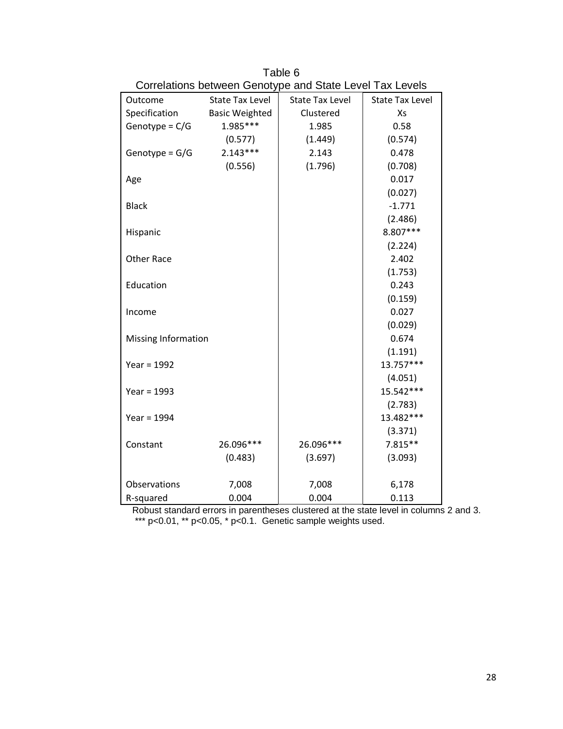Table 6

Correlations between Genotype and State Level Tax Levels

| Outcome | State Tax Level | State Tax Level | State Tax Level |
|---|---|---|---|
| Specification | Basic Weighted | Clustered | Xs |
| Genotype = C/G | 1.985*** | 1.985 | 0.58 |
| | (0.577) | (1.449) | (0.574) |
| Genotype = G/G | 2.143*** | 2.143 | 0.478 |
| | (0.556) | (1.796) | (0.708) |
| Age | | | 0.017 |
| | | | (0.027) |
| Black | | | -1.771 |
| | | | (2.486) |
| Hispanic | | | 8.807*** |
| | | | (2.224) |
| Other Race | | | 2.402 |
| | | | (1.753) |
| Education | | | 0.243 |
| | | | (0.159) |
| Income | | | 0.027 |
| | | | (0.029) |
| Missing Information | | | 0.674 |
| | | | (1.191) |
| Year = 1992 | | | 13.757*** |
| | | | (4.051) |
| Year = 1993 | | | 15.542*** |
| | | | (2.783) |
| Year = 1994 | | | 13.482*** |
| | | | (3.371) |
| Constant | 26.096*** | 26.096*** | 7.815** |
| | (0.483) | (3.697) | (3.093) |
| Observations | 7,008 | 7,008 | 6,178 |
| R-squared | 0.004 | 0.004 | 0.113 |

Robust standard errors in parentheses clustered at the state level in columns 2 and 3. *** $p<0.01$, ** $p<0.05$, * $p<0.1$. Genetic sample weights used.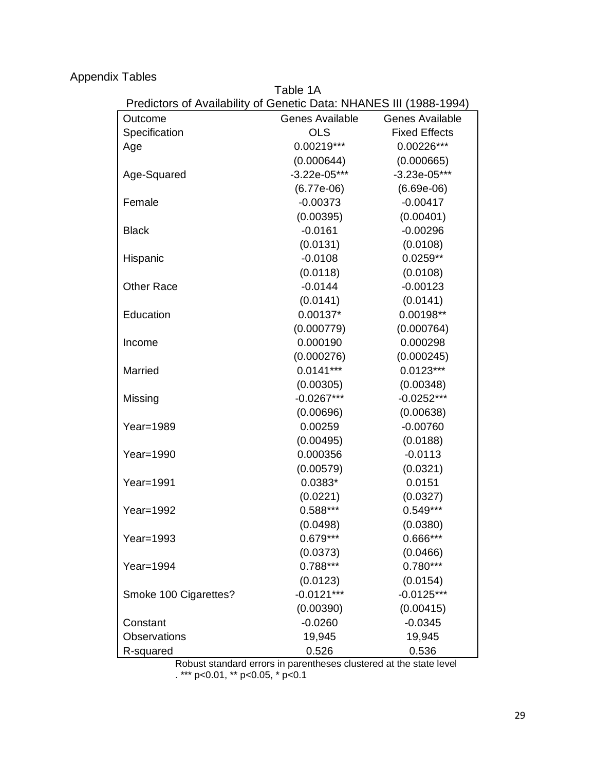Appendix Tables

Table 1A

Predictors of Availability of Genetic Data: NHANES III (1988-1994)

| Outcome | Genes Available | Genes Available |
|---|---|---|
| Specification | OLS | Fixed Effects |
| Age | 0.00219*** | 0.00226*** |
| | (0.000644) | (0.000665) |
| Age-Squared | -3.22e-05*** | -3.23e-05*** |
| | (6.77e-06) | (6.69e-06) |
| Female | -0.00373 | -0.00417 |
| | (0.00395) | (0.00401) |
| Black | -0.0161 | -0.00296 |
| | (0.0131) | (0.0108) |
| Hispanic | -0.0108 | 0.0259** |
| | (0.0118) | (0.0108) |
| Other Race | -0.0144 | -0.00123 |
| | (0.0141) | (0.0141) |
| Education | 0.00137* | 0.00198** |
| | (0.000779) | (0.000764) |
| Income | 0.000190 | 0.000298 |
| | (0.000276) | (0.000245) |
| Married | 0.0141*** | 0.0123*** |
| | (0.00305) | (0.00348) |
| Missing | -0.0267*** | -0.0252*** |
| | (0.00696) | (0.00638) |
| Year=1989 | 0.00259 | -0.00760 |
| | (0.00495) | (0.0188) |
| Year=1990 | 0.000356 | -0.0113 |
| | (0.00579) | (0.0321) |
| Year=1991 | 0.0383* | 0.0151 |
| | (0.0221) | (0.0327) |
| Year=1992 | 0.588*** | 0.549*** |
| | (0.0498) | (0.0380) |
| Year=1993 | 0.679*** | 0.666*** |
| | (0.0373) | (0.0466) |
| Year=1994 | 0.788*** | 0.780*** |
| | (0.0123) | (0.0154) |
| Smoke 100 Cigarettes? | -0.0121*** | -0.0125*** |
| | (0.00390) | (0.00415) |
| Constant | -0.0260 | -0.0345 |
| Observations | 19,945 | 19,945 |
| R-squared | 0.526 | 0.536 |

Robust standard errors in parentheses clustered at the state level
. *** p<0.01, ** p<0.05, * p<0.1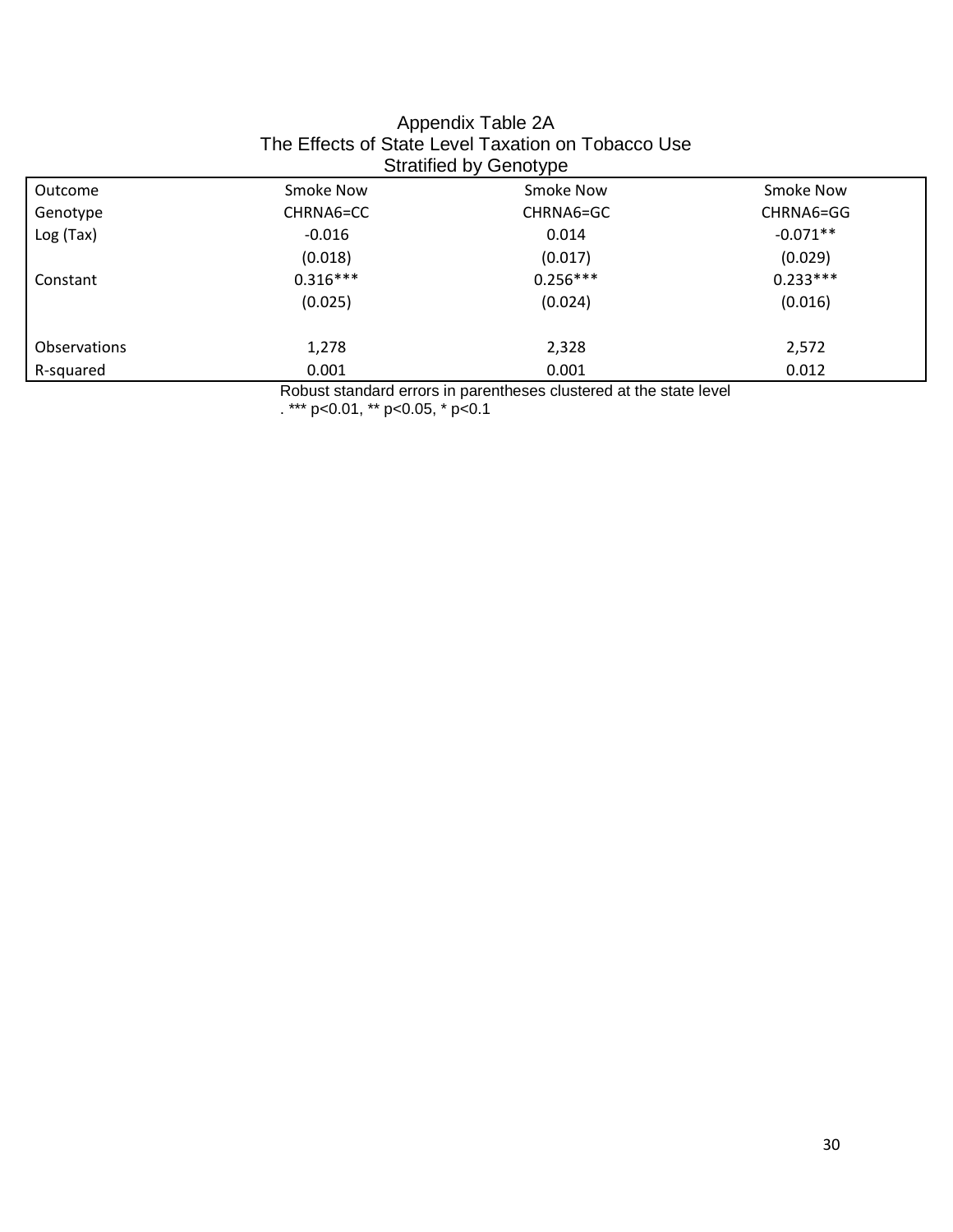Appendix Table 2A
The Effects of State Level Taxation on Tobacco Use
Stratified by Genotype

| Outcome | Smoke Now | Smoke Now | Smoke Now |
|---|---|---|---|
| Genotype | CHRNA6=CC | CHRNA6=GC | CHRNA6=GG |
| Log (Tax) | -0.016 | 0.014 | -0.071** |
| | (0.018) | (0.017) | (0.029) |
| Constant | 0.316*** | 0.256*** | 0.233*** |
| | (0.025) | (0.024) | (0.016) |
| | | | |
| Observations | 1,278 | 2,328 | 2,572 |
| R-squared | 0.001 | 0.001 | 0.012 |

Robust standard errors in parentheses clustered at the state level
. *** p<0.01, ** p<0.05, * p<0.1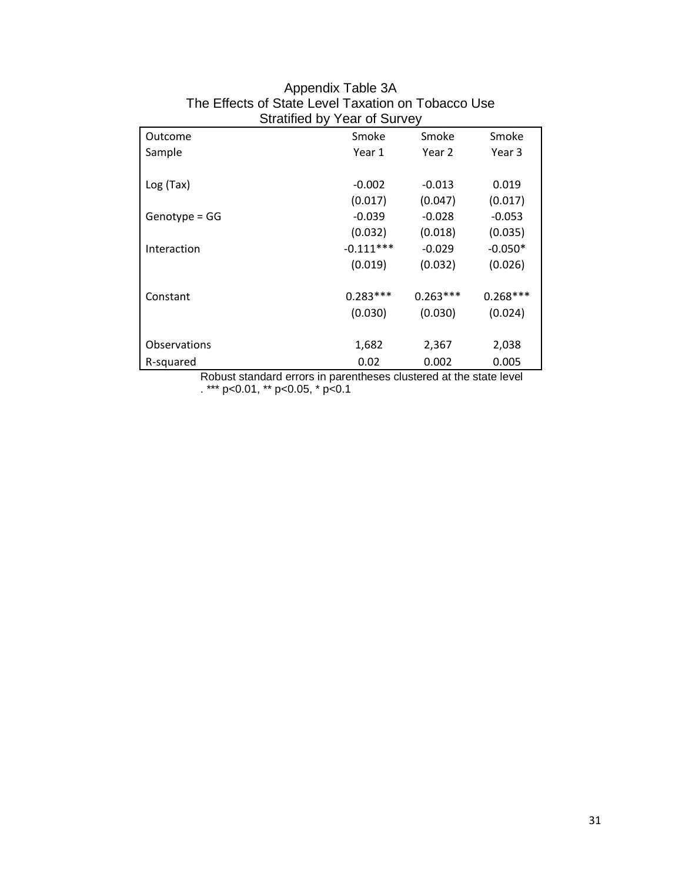Appendix Table 3A
The Effects of State Level Taxation on Tobacco Use
Stratified by Year of Survey

| Outcome | Smoke | Smoke | Smoke |
|---|---|---|---|
| Sample | Year 1 | Year 2 | Year 3 |
| | | | |
| Log (Tax) | -0.002 | -0.013 | 0.019 |
| | (0.017) | (0.047) | (0.017) |
| Genotype = GG | -0.039 | -0.028 | -0.053 |
| | (0.032) | (0.018) | (0.035) |
| Interaction | -0.111*** | -0.029 | -0.050* |
| | (0.019) | (0.032) | (0.026) |
| | | | |
| Constant | 0.283*** | 0.263*** | 0.268*** |
| | (0.030) | (0.030) | (0.024) |
| | | | |
| Observations | 1,682 | 2,367 | 2,038 |
| R-squared | 0.02 | 0.002 | 0.005 |

Robust standard errors in parentheses clustered at the state level
. *** p<0.01, ** p<0.05, * p<0.1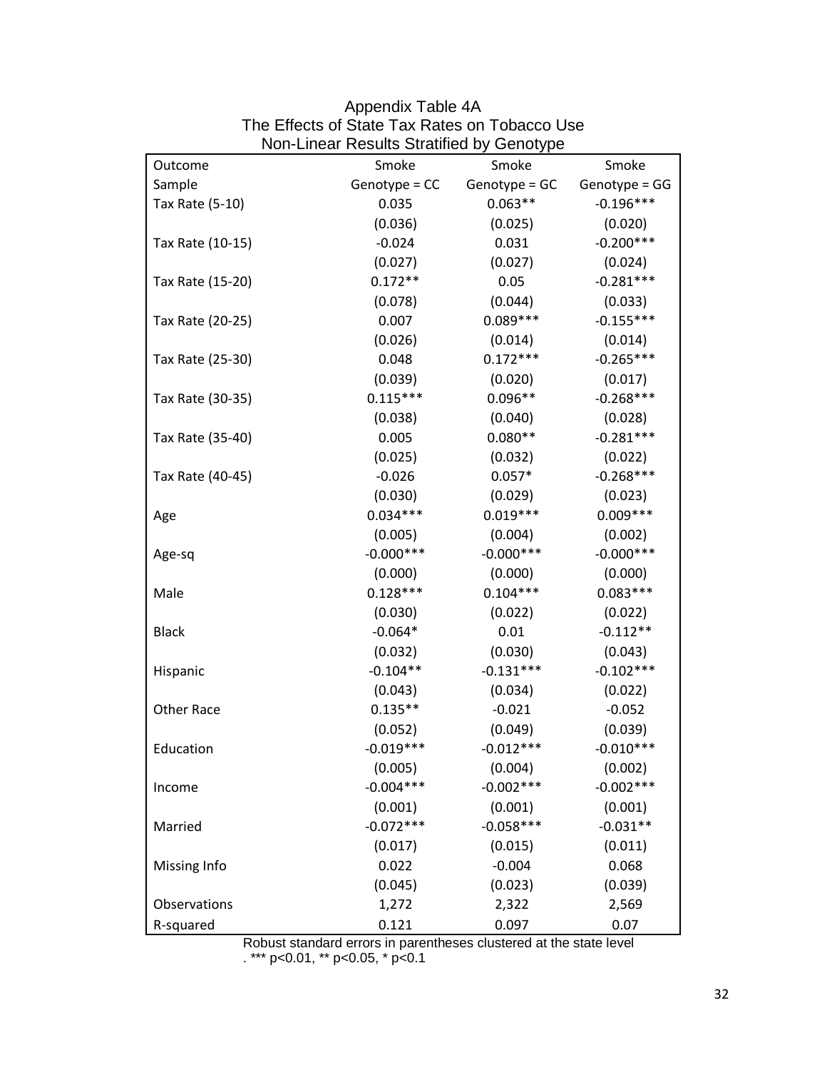Appendix Table 4A
The Effects of State Tax Rates on Tobacco Use
Non-Linear Results Stratified by Genotype

| Outcome | Smoke | Smoke | Smoke |
|---|---|---|---|
| Sample | Genotype = CC | Genotype = GC | Genotype = GG |
| Tax Rate (5-10) | 0.035 | 0.063** | -0.196*** |
| | (0.036) | (0.025) | (0.020) |
| Tax Rate (10-15) | -0.024 | 0.031 | -0.200*** |
| | (0.027) | (0.027) | (0.024) |
| Tax Rate (15-20) | 0.172** | 0.05 | -0.281*** |
| | (0.078) | (0.044) | (0.033) |
| Tax Rate (20-25) | 0.007 | 0.089*** | -0.155*** |
| | (0.026) | (0.014) | (0.014) |
| Tax Rate (25-30) | 0.048 | 0.172*** | -0.265*** |
| | (0.039) | (0.020) | (0.017) |
| Tax Rate (30-35) | 0.115*** | 0.096** | -0.268*** |
| | (0.038) | (0.040) | (0.028) |
| Tax Rate (35-40) | 0.005 | 0.080** | -0.281*** |
| | (0.025) | (0.032) | (0.022) |
| Tax Rate (40-45) | -0.026 | 0.057* | -0.268*** |
| | (0.030) | (0.029) | (0.023) |
| Age | 0.034*** | 0.019*** | 0.009*** |
| | (0.005) | (0.004) | (0.002) |
| Age-sq | -0.000*** | -0.000*** | -0.000*** |
| | (0.000) | (0.000) | (0.000) |
| Male | 0.128*** | 0.104*** | 0.083*** |
| | (0.030) | (0.022) | (0.022) |
| Black | -0.064* | 0.01 | -0.112** |
| | (0.032) | (0.030) | (0.043) |
| Hispanic | -0.104** | -0.131*** | -0.102*** |
| | (0.043) | (0.034) | (0.022) |
| Other Race | 0.135** | -0.021 | -0.052 |
| | (0.052) | (0.049) | (0.039) |
| Education | -0.019*** | -0.012*** | -0.010*** |
| | (0.005) | (0.004) | (0.002) |
| Income | -0.004*** | -0.002*** | -0.002*** |
| | (0.001) | (0.001) | (0.001) |
| Married | -0.072*** | -0.058*** | -0.031** |
| | (0.017) | (0.015) | (0.011) |
| Missing Info | 0.022 | -0.004 | 0.068 |
| | (0.045) | (0.023) | (0.039) |
| Observations | 1,272 | 2,322 | 2,569 |
| R-squared | 0.121 | 0.097 | 0.07 |

Robust standard errors in parentheses clustered at the state level
. *** p<0.01, ** p<0.05, * p<0.1